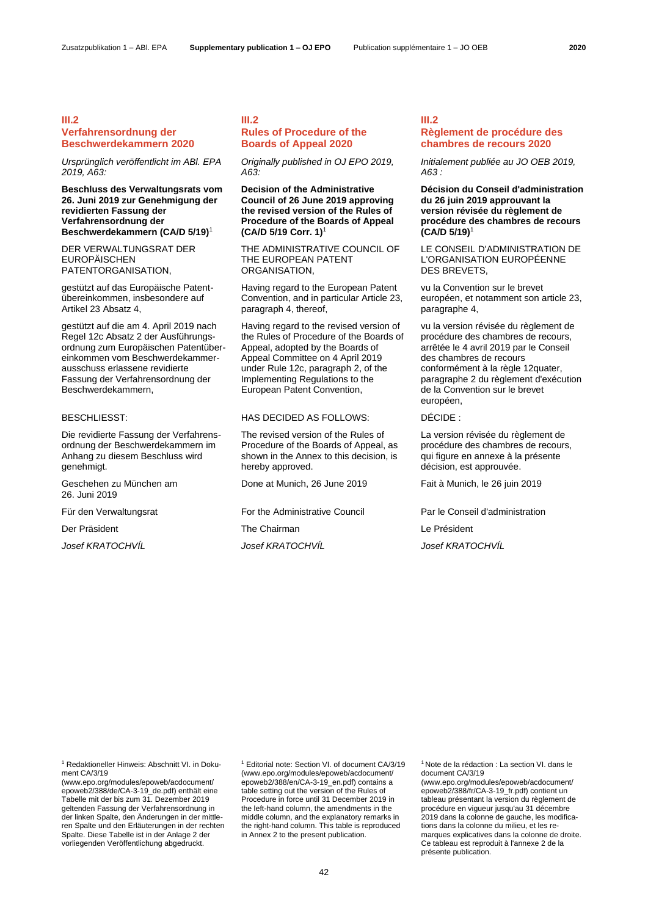## III.2
## Verfahrensordnung der Beschwerdekammern 2020

*Ursprünglich veröffentlicht im ABl. EPA 2019, A63:*

**Beschluss des Verwaltungsrats vom 26. Juni 2019 zur Genehmigung der revidierten Fassung der Verfahrensordnung der Beschwerdekammern (CA/D 5/19)**[1]

DER VERWALTUNGSRAT DER EUROPÄISCHEN PATENTORGANISATION,

gestützt auf das Europäische Patentübereinkommen, insbesondere auf Artikel 23 Absatz 4,

gestützt auf die am 4. April 2019 nach Regel 12c Absatz 2 der Ausführungsordnung zum Europäischen Patentübereinkommen vom Beschwerdekammerausschuss erlassene revidierte Fassung der Verfahrensordnung der Beschwerdekammern,

BESCHLIESST:

Die revidierte Fassung der Verfahrensordnung der Beschwerdekammern im Anhang zu diesem Beschluss wird genehmigt.

Geschehen zu München am 26. Juni 2019

Für den Verwaltungsrat

Der Präsident

*Josef KRATOCHVÍL*

[1] Redaktioneller Hinweis: Abschnitt VI. in Dokument CA/3/19 (www.epo.org/modules/epoweb/acdocument/epoweb2/388/de/CA-3-19_de.pdf) enthält eine Tabelle mit der bis zum 31. Dezember 2019 geltenden Fassung der Verfahrensordnung in der linken Spalte, den Änderungen in der mittleren Spalte und den Erläuterungen in der rechten Spalte. Diese Tabelle ist in der Anlage 2 der vorliegenden Veröffentlichung abgedruckt.

## III.2
## Rules of Procedure of the Boards of Appeal 2020

*Originally published in OJ EPO 2019, A63:*

**Decision of the Administrative Council of 26 June 2019 approving the revised version of the Rules of Procedure of the Boards of Appeal (CA/D 5/19 Corr. 1)**[1]

THE ADMINISTRATIVE COUNCIL OF THE EUROPEAN PATENT ORGANISATION,

Having regard to the European Patent Convention, and in particular Article 23, paragraph 4, thereof,

Having regard to the revised version of the Rules of Procedure of the Boards of Appeal, adopted by the Boards of Appeal Committee on 4 April 2019 under Rule 12c, paragraph 2, of the Implementing Regulations to the European Patent Convention,

HAS DECIDED AS FOLLOWS:

The revised version of the Rules of Procedure of the Boards of Appeal, as shown in the Annex to this decision, is hereby approved.

Done at Munich, 26 June 2019

For the Administrative Council

The Chairman

*Josef KRATOCHVÍL*

[1] Editorial note: Section VI. of document CA/3/19 (www.epo.org/modules/epoweb/acdocument/epoweb2/388/en/CA-3-19_en.pdf) contains a table setting out the version of the Rules of Procedure in force until 31 December 2019 in the left-hand column, the amendments in the middle column, and the explanatory remarks in the right-hand column. This table is reproduced in Annex 2 to the present publication.

## III.2
## Règlement de procédure des chambres de recours 2020

*Initialement publiée au JO OEB 2019, A63 :*

**Décision du Conseil d'administration du 26 juin 2019 approuvant la version révisée du règlement de procédure des chambres de recours (CA/D 5/19)**[1]

LE CONSEIL D'ADMINISTRATION DE L'ORGANISATION EUROPÉENNE DES BREVETS,

vu la Convention sur le brevet européen, et notamment son article 23, paragraphe 4,

vu la version révisée du règlement de procédure des chambres de recours, arrêtée le 4 avril 2019 par le Conseil des chambres de recours conformément à la règle 12quater, paragraphe 2 du règlement d'exécution de la Convention sur le brevet européen,

DÉCIDE :

La version révisée du règlement de procédure des chambres de recours, qui figure en annexe à la présente décision, est approuvée.

Fait à Munich, le 26 juin 2019

Par le Conseil d'administration

Le Président

*Josef KRATOCHVÍL*

[1] Note de la rédaction : La section VI. dans le document CA/3/19 (www.epo.org/modules/epoweb/acdocument/epoweb2/388/fr/CA-3-19_fr.pdf) contient un tableau présentant la version du règlement de procédure en vigueur jusqu'au 31 décembre 2019 dans la colonne de gauche, les modifications dans la colonne du milieu, et les remarques explicatives dans la colonne de droite. Ce tableau est reproduit à l'annexe 2 de la présente publication.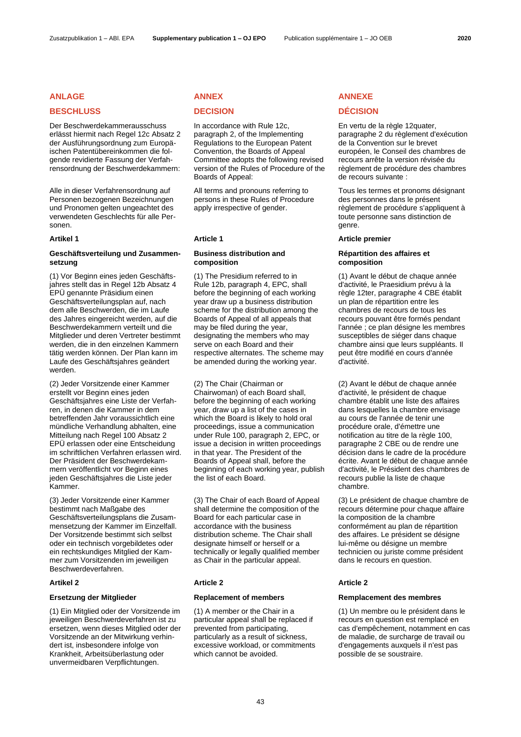## ANLAGE

## BESCHLUSS

Der Beschwerdekammerausschuss erlässt hiermit nach Regel 12c Absatz 2 der Ausführungsordnung zum Europäischen Patentübereinkommen die folgende revidierte Fassung der Verfahrensordnung der Beschwerdekammern:

Alle in dieser Verfahrensordnung auf Personen bezogenen Bezeichnungen und Pronomen gelten ungeachtet des verwendeten Geschlechts für alle Personen.

### Artikel 1

#### Geschäftsverteilung und Zusammensetzung

(1) Vor Beginn eines jeden Geschäftsjahres stellt das in Regel 12b Absatz 4 EPÜ genannte Präsidium einen Geschäftsverteilungsplan auf, nach dem alle Beschwerden, die im Laufe des Jahres eingereicht werden, auf die Beschwerdekammern verteilt und die Mitglieder und deren Vertreter bestimmt werden, die in den einzelnen Kammern tätig werden können. Der Plan kann im Laufe des Geschäftsjahres geändert werden.

(2) Jeder Vorsitzende einer Kammer erstellt vor Beginn eines jeden Geschäftsjahres eine Liste der Verfahren, in denen die Kammer in dem betreffenden Jahr voraussichtlich eine mündliche Verhandlung abhalten, eine Mitteilung nach Regel 100 Absatz 2 EPÜ erlassen oder eine Entscheidung im schriftlichen Verfahren erlassen wird. Der Präsident der Beschwerdekammern veröffentlicht vor Beginn eines jeden Geschäftsjahres die Liste jeder Kammer.

(3) Jeder Vorsitzende einer Kammer bestimmt nach Maßgabe des Geschäftsverteilungsplans die Zusammensetzung der Kammer im Einzelfall. Der Vorsitzende bestimmt sich selbst oder ein technisch vorgebildetes oder ein rechtskundiges Mitglied der Kammer zum Vorsitzenden im jeweiligen Beschwerdeverfahren.

### Artikel 2

#### Ersetzung der Mitglieder

(1) Ein Mitglied oder der Vorsitzende im jeweiligen Beschwerdeverfahren ist zu ersetzen, wenn dieses Mitglied oder der Vorsitzende an der Mitwirkung verhindert ist, insbesondere infolge von Krankheit, Arbeitsüberlastung oder unvermeidbaren Verpflichtungen.

## ANNEX

## DECISION

In accordance with Rule 12c, paragraph 2, of the Implementing Regulations to the European Patent Convention, the Boards of Appeal Committee adopts the following revised version of the Rules of Procedure of the Boards of Appeal:

All terms and pronouns referring to persons in these Rules of Procedure apply irrespective of gender.

### Article 1

#### Business distribution and composition

(1) The Presidium referred to in Rule 12b, paragraph 4, EPC, shall before the beginning of each working year draw up a business distribution scheme for the distribution among the Boards of Appeal of all appeals that may be filed during the year, designating the members who may serve on each Board and their respective alternates. The scheme may be amended during the working year.

(2) The Chair (Chairman or Chairwoman) of each Board shall, before the beginning of each working year, draw up a list of the cases in which the Board is likely to hold oral proceedings, issue a communication under Rule 100, paragraph 2, EPC, or issue a decision in written proceedings in that year. The President of the Boards of Appeal shall, before the beginning of each working year, publish the list of each Board.

(3) The Chair of each Board of Appeal shall determine the composition of the Board for each particular case in accordance with the business distribution scheme. The Chair shall designate himself or herself or a technically or legally qualified member as Chair in the particular appeal.

### Article 2

#### Replacement of members

(1) A member or the Chair in a particular appeal shall be replaced if prevented from participating, particularly as a result of sickness, excessive workload, or commitments which cannot be avoided.

## ANNEXE

## DÉCISION

En vertu de la règle 12quater, paragraphe 2 du règlement d'exécution de la Convention sur le brevet européen, le Conseil des chambres de recours arrête la version révisée du règlement de procédure des chambres de recours suivante :

Tous les termes et pronoms désignant des personnes dans le présent règlement de procédure s'appliquent à toute personne sans distinction de genre.

### Article premier

#### Répartition des affaires et composition

(1) Avant le début de chaque année d'activité, le Praesidium prévu à la règle 12ter, paragraphe 4 CBE établit un plan de répartition entre les chambres de recours de tous les recours pouvant être formés pendant l'année ; ce plan désigne les membres susceptibles de siéger dans chaque chambre ainsi que leurs suppléants. Il peut être modifié en cours d'année d'activité.

(2) Avant le début de chaque année d'activité, le président de chaque chambre établit une liste des affaires dans lesquelles la chambre envisage au cours de l'année de tenir une procédure orale, d'émettre une notification au titre de la règle 100, paragraphe 2 CBE ou de rendre une décision dans le cadre de la procédure écrite. Avant le début de chaque année d'activité, le Président des chambres de recours publie la liste de chaque chambre.

(3) Le président de chaque chambre de recours détermine pour chaque affaire la composition de la chambre conformément au plan de répartition des affaires. Le président se désigne lui-même ou désigne un membre technicien ou juriste comme président dans le recours en question.

### Article 2

#### Remplacement des membres

(1) Un membre ou le président dans le recours en question est remplacé en cas d'empêchement, notamment en cas de maladie, de surcharge de travail ou d'engagements auxquels il n'est pas possible de se soustraire.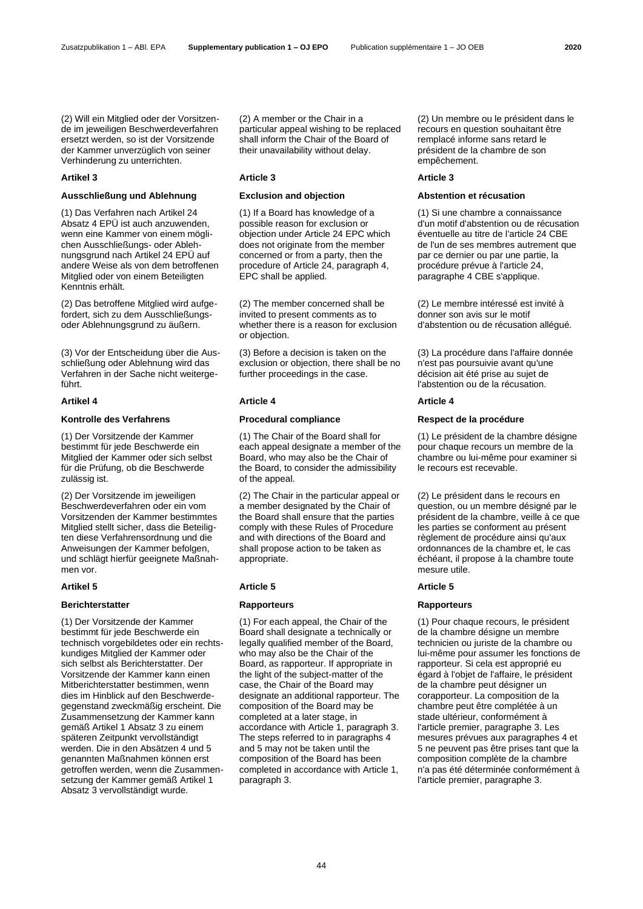(2) Will ein Mitglied oder der Vorsitzende im jeweiligen Beschwerdeverfahren ersetzt werden, so ist der Vorsitzende der Kammer unverzüglich von seiner Verhinderung zu unterrichten.

### Artikel 3

### Ausschließung und Ablehnung

(1) Das Verfahren nach Artikel 24 Absatz 4 EPÜ ist auch anzuwenden, wenn eine Kammer von einem möglichen Ausschließungs- oder Ablehnungsgrund nach Artikel 24 EPÜ auf andere Weise als von dem betroffenen Mitglied oder von einem Beteiligten Kenntnis erhält.

(2) Das betroffene Mitglied wird aufgefordert, sich zu dem Ausschließungs- oder Ablehnungsgrund zu äußern.

(3) Vor der Entscheidung über die Ausschließung oder Ablehnung wird das Verfahren in der Sache nicht weitergeführt.

### Artikel 4

### Kontrolle des Verfahrens

(1) Der Vorsitzende der Kammer bestimmt für jede Beschwerde ein Mitglied der Kammer oder sich selbst für die Prüfung, ob die Beschwerde zulässig ist.

(2) Der Vorsitzende im jeweiligen Beschwerdeverfahren oder ein vom Vorsitzenden der Kammer bestimmtes Mitglied stellt sicher, dass die Beteiligten diese Verfahrensordnung und die Anweisungen der Kammer befolgen, und schlägt hierfür geeignete Maßnahmen vor.

### Artikel 5

### Berichterstatter

(1) Der Vorsitzende der Kammer bestimmt für jede Beschwerde ein technisch vorgebildetes oder ein rechtskundiges Mitglied der Kammer oder sich selbst als Berichterstatter. Der Vorsitzende der Kammer kann einen Mitberichterstatter bestimmen, wenn dies im Hinblick auf den Beschwerdegegenstand zweckmäßig erscheint. Die Zusammensetzung der Kammer kann gemäß Artikel 1 Absatz 3 zu einem späteren Zeitpunkt vervollständigt werden. Die in den Absätzen 4 und 5 genannten Maßnahmen können erst getroffen werden, wenn die Zusammensetzung der Kammer gemäß Artikel 1 Absatz 3 vervollständigt wurde.

(2) A member or the Chair in a particular appeal wishing to be replaced shall inform the Chair of the Board of their unavailability without delay.

### Article 3

### Exclusion and objection

(1) If a Board has knowledge of a possible reason for exclusion or objection under Article 24 EPC which does not originate from the member concerned or from a party, then the procedure of Article 24, paragraph 4, EPC shall be applied.

(2) The member concerned shall be invited to present comments as to whether there is a reason for exclusion or objection.

(3) Before a decision is taken on the exclusion or objection, there shall be no further proceedings in the case.

### Article 4

### Procedural compliance

(1) The Chair of the Board shall for each appeal designate a member of the Board, who may also be the Chair of the Board, to consider the admissibility of the appeal.

(2) The Chair in the particular appeal or a member designated by the Chair of the Board shall ensure that the parties comply with these Rules of Procedure and with directions of the Board and shall propose action to be taken as appropriate.

### Article 5

### Rapporteurs

(1) For each appeal, the Chair of the Board shall designate a technically or legally qualified member of the Board, who may also be the Chair of the Board, as rapporteur. If appropriate in the light of the subject-matter of the case, the Chair of the Board may designate an additional rapporteur. The composition of the Board may be completed at a later stage, in accordance with Article 1, paragraph 3. The steps referred to in paragraphs 4 and 5 may not be taken until the composition of the Board has been completed in accordance with Article 1, paragraph 3.

(2) Un membre ou le président dans le recours en question souhaitant être remplacé informe sans retard le président de la chambre de son empêchement.

### Article 3

### Abstention et récusation

(1) Si une chambre a connaissance d'un motif d'abstention ou de récusation éventuelle au titre de l'article 24 CBE de l'un de ses membres autrement que par ce dernier ou par une partie, la procédure prévue à l'article 24, paragraphe 4 CBE s'applique.

(2) Le membre intéressé est invité à donner son avis sur le motif d'abstention ou de récusation allégué.

(3) La procédure dans l'affaire donnée n'est pas poursuivie avant qu'une décision ait été prise au sujet de l'abstention ou de la récusation.

### Article 4

### Respect de la procédure

(1) Le président de la chambre désigne pour chaque recours un membre de la chambre ou lui-même pour examiner si le recours est recevable.

(2) Le président dans le recours en question, ou un membre désigné par le président de la chambre, veille à ce que les parties se conforment au présent règlement de procédure ainsi qu'aux ordonnances de la chambre et, le cas échéant, il propose à la chambre toute mesure utile.

### Article 5

### Rapporteurs

(1) Pour chaque recours, le président de la chambre désigne un membre technicien ou juriste de la chambre ou lui-même pour assumer les fonctions de rapporteur. Si cela est approprié eu égard à l'objet de l'affaire, le président de la chambre peut désigner un corapporteur. La composition de la chambre peut être complétée à un stade ultérieur, conformément à l'article premier, paragraphe 3. Les mesures prévues aux paragraphes 4 et 5 ne peuvent pas être prises tant que la composition complète de la chambre n'a pas été déterminée conformément à l'article premier, paragraphe 3.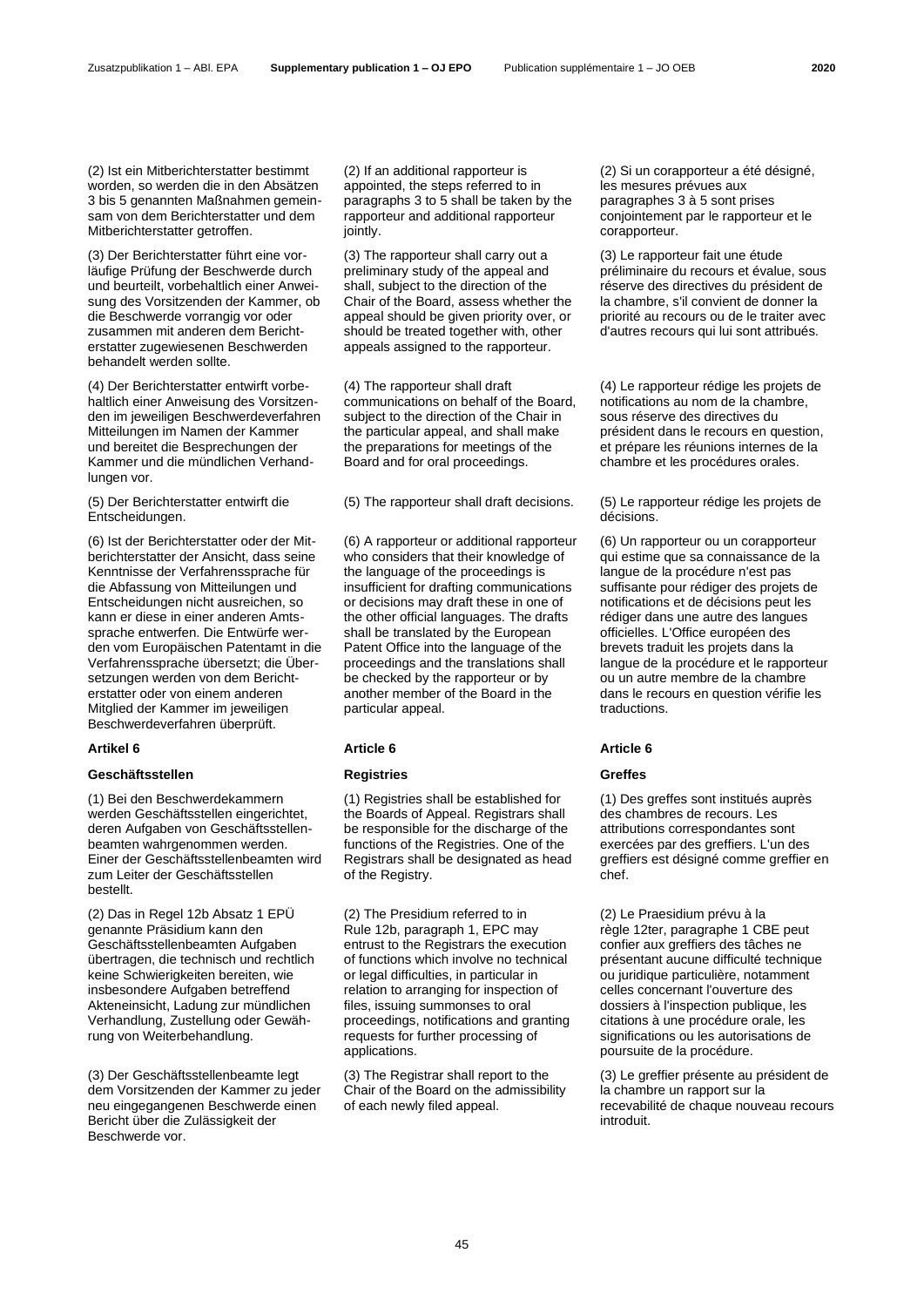(2) Ist ein Mitberichterstatter bestimmt worden, so werden die in den Absätzen 3 bis 5 genannten Maßnahmen gemeinsam von dem Berichterstatter und dem Mitberichterstatter getroffen.

(3) Der Berichterstatter führt eine vorläufige Prüfung der Beschwerde durch und beurteilt, vorbehaltlich einer Anweisung des Vorsitzenden der Kammer, ob die Beschwerde vorrangig vor oder zusammen mit anderen dem Berichterstatter zugewiesenen Beschwerden behandelt werden sollte.

(4) Der Berichterstatter entwirft vorbehaltlich einer Anweisung des Vorsitzenden im jeweiligen Beschwerdeverfahren Mitteilungen im Namen der Kammer und bereitet die Besprechungen der Kammer und die mündlichen Verhandlungen vor.

(5) Der Berichterstatter entwirft die Entscheidungen.

(6) Ist der Berichterstatter oder der Mitberichterstatter der Ansicht, dass seine Kenntnisse der Verfahrenssprache für die Abfassung von Mitteilungen und Entscheidungen nicht ausreichen, so kann er diese in einer anderen Amtssprache entwerfen. Die Entwürfe werden vom Europäischen Patentamt in die Verfahrenssprache übersetzt; die Übersetzungen werden von dem Berichterstatter oder von einem anderen Mitglied der Kammer im jeweiligen Beschwerdeverfahren überprüft.

**Artikel 6**

**Geschäftsstellen**

(1) Bei den Beschwerdekammern werden Geschäftsstellen eingerichtet, deren Aufgaben von Geschäftsstellenbeamten wahrgenommen werden. Einer der Geschäftsstellenbeamten wird zum Leiter der Geschäftsstellen bestellt.

(2) Das in Regel 12b Absatz 1 EPÜ genannte Präsidium kann den Geschäftsstellenbeamten Aufgaben übertragen, die technisch und rechtlich keine Schwierigkeiten bereiten, wie insbesondere Aufgaben betreffend Akteneinsicht, Ladung zur mündlichen Verhandlung, Zustellung oder Gewährung von Weiterbehandlung.

(3) Der Geschäftsstellenbeamte legt dem Vorsitzenden der Kammer zu jeder neu eingegangenen Beschwerde einen Bericht über die Zulässigkeit der Beschwerde vor.

(2) If an additional rapporteur is appointed, the steps referred to in paragraphs 3 to 5 shall be taken by the rapporteur and additional rapporteur jointly.

(3) The rapporteur shall carry out a preliminary study of the appeal and shall, subject to the direction of the Chair of the Board, assess whether the appeal should be given priority over, or should be treated together with, other appeals assigned to the rapporteur.

(4) The rapporteur shall draft communications on behalf of the Board, subject to the direction of the Chair in the particular appeal, and shall make the preparations for meetings of the Board and for oral proceedings.

(5) The rapporteur shall draft decisions.

(6) A rapporteur or additional rapporteur who considers that their knowledge of the language of the proceedings is insufficient for drafting communications or decisions may draft these in one of the other official languages. The drafts shall be translated by the European Patent Office into the language of the proceedings and the translations shall be checked by the rapporteur or by another member of the Board in the particular appeal.

**Article 6**

**Registries**

(1) Registries shall be established for the Boards of Appeal. Registrars shall be responsible for the discharge of the functions of the Registries. One of the Registrars shall be designated as head of the Registry.

(2) The Presidium referred to in Rule 12b, paragraph 1, EPC may entrust to the Registrars the execution of functions which involve no technical or legal difficulties, in particular in relation to arranging for inspection of files, issuing summonses to oral proceedings, notifications and granting requests for further processing of applications.

(3) The Registrar shall report to the Chair of the Board on the admissibility of each newly filed appeal.

(2) Si un corapporteur a été désigné, les mesures prévues aux paragraphes 3 à 5 sont prises conjointement par le rapporteur et le corapporteur.

(3) Le rapporteur fait une étude préliminaire du recours et évalue, sous réserve des directives du président de la chambre, s'il convient de donner la priorité au recours ou de le traiter avec d'autres recours qui lui sont attribués.

(4) Le rapporteur rédige les projets de notifications au nom de la chambre, sous réserve des directives du président dans le recours en question, et prépare les réunions internes de la chambre et les procédures orales.

(5) Le rapporteur rédige les projets de décisions.

(6) Un rapporteur ou un corapporteur qui estime que sa connaissance de la langue de la procédure n'est pas suffisante pour rédiger des projets de notifications et de décisions peut les rédiger dans une autre des langues officielles. L'Office européen des brevets traduit les projets dans la langue de la procédure et le rapporteur ou un autre membre de la chambre dans le recours en question vérifie les traductions.

**Article 6**

**Greffes**

(1) Des greffes sont institués auprès des chambres de recours. Les attributions correspondantes sont exercées par des greffiers. L'un des greffiers est désigné comme greffier en chef.

(2) Le Praesidium prévu à la règle 12ter, paragraphe 1 CBE peut confier aux greffiers des tâches ne présentant aucune difficulté technique ou juridique particulière, notamment celles concernant l'ouverture des dossiers à l'inspection publique, les citations à une procédure orale, les significations ou les autorisations de poursuite de la procédure.

(3) Le greffier présente au président de la chambre un rapport sur la recevabilité de chaque nouveau recours introduit.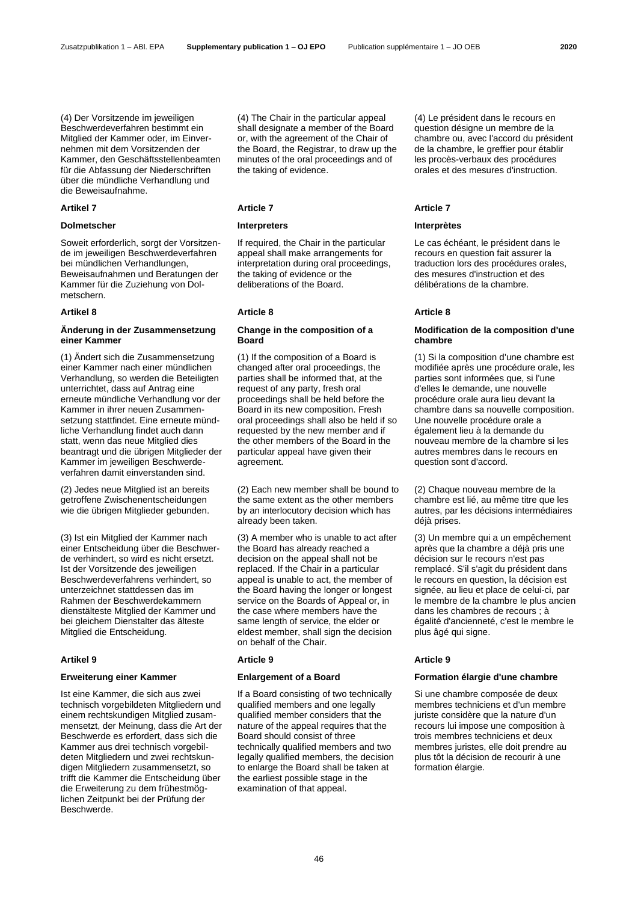(4) Der Vorsitzende im jeweiligen Beschwerdeverfahren bestimmt ein Mitglied der Kammer oder, im Einvernehmen mit dem Vorsitzenden der Kammer, den Geschäftsstellenbeamten für die Abfassung der Niederschriften über die mündliche Verhandlung und die Beweisaufnahme.

**Artikel 7**

**Dolmetscher**

Soweit erforderlich, sorgt der Vorsitzende im jeweiligen Beschwerdeverfahren bei mündlichen Verhandlungen, Beweisaufnahmen und Beratungen der Kammer für die Zuziehung von Dolmetschern.

**Artikel 8**

**Änderung in der Zusammensetzung einer Kammer**

(1) Ändert sich die Zusammensetzung einer Kammer nach einer mündlichen Verhandlung, so werden die Beteiligten unterrichtet, dass auf Antrag eine erneute mündliche Verhandlung vor der Kammer in ihrer neuen Zusammensetzung stattfindet. Eine erneute mündliche Verhandlung findet auch dann statt, wenn das neue Mitglied dies beantragt und die übrigen Mitglieder der Kammer im jeweiligen Beschwerdeverfahren damit einverstanden sind.

(2) Jedes neue Mitglied ist an bereits getroffene Zwischenentscheidungen wie die übrigen Mitglieder gebunden.

(3) Ist ein Mitglied der Kammer nach einer Entscheidung über die Beschwerde verhindert, so wird es nicht ersetzt. Ist der Vorsitzende des jeweiligen Beschwerdeverfahrens verhindert, so unterzeichnet stattdessen das im Rahmen der Beschwerdekammern dienstälteste Mitglied der Kammer und bei gleichem Dienstalter das älteste Mitglied die Entscheidung.

**Artikel 9**

**Erweiterung einer Kammer**

Ist eine Kammer, die sich aus zwei technisch vorgebildeten Mitgliedern und einem rechtskundigen Mitglied zusammensetzt, der Meinung, dass die Art der Beschwerde es erfordert, dass sich die Kammer aus drei technisch vorgebildeten Mitgliedern und zwei rechtskundigen Mitgliedern zusammensetzt, so trifft die Kammer die Entscheidung über die Erweiterung zu dem frühestmöglichen Zeitpunkt bei der Prüfung der Beschwerde.

(4) The Chair in the particular appeal shall designate a member of the Board or, with the agreement of the Chair of the Board, the Registrar, to draw up the minutes of the oral proceedings and of the taking of evidence.

**Article 7**

**Interpreters**

If required, the Chair in the particular appeal shall make arrangements for interpretation during oral proceedings, the taking of evidence or the deliberations of the Board.

**Article 8**

**Change in the composition of a Board**

(1) If the composition of a Board is changed after oral proceedings, the parties shall be informed that, at the request of any party, fresh oral proceedings shall be held before the Board in its new composition. Fresh oral proceedings shall also be held if so requested by the new member and if the other members of the Board in the particular appeal have given their agreement.

(2) Each new member shall be bound to the same extent as the other members by an interlocutory decision which has already been taken.

(3) A member who is unable to act after the Board has already reached a decision on the appeal shall not be replaced. If the Chair in a particular appeal is unable to act, the member of the Board having the longer or longest service on the Boards of Appeal or, in the case where members have the same length of service, the elder or eldest member, shall sign the decision on behalf of the Chair.

**Article 9**

**Enlargement of a Board**

If a Board consisting of two technically qualified members and one legally qualified member considers that the nature of the appeal requires that the Board should consist of three technically qualified members and two legally qualified members, the decision to enlarge the Board shall be taken at the earliest possible stage in the examination of that appeal.

(4) Le président dans le recours en question désigne un membre de la chambre ou, avec l'accord du président de la chambre, le greffier pour établir les procès-verbaux des procédures orales et des mesures d'instruction.

**Article 7**

**Interprètes**

Le cas échéant, le président dans le recours en question fait assurer la traduction lors des procédures orales, des mesures d'instruction et des délibérations de la chambre.

**Article 8**

**Modification de la composition d'une chambre**

(1) Si la composition d'une chambre est modifiée après une procédure orale, les parties sont informées que, si l'une d'elles le demande, une nouvelle procédure orale aura lieu devant la chambre dans sa nouvelle composition. Une nouvelle procédure orale a également lieu à la demande du nouveau membre de la chambre si les autres membres dans le recours en question sont d'accord.

(2) Chaque nouveau membre de la chambre est lié, au même titre que les autres, par les décisions intermédiaires déjà prises.

(3) Un membre qui a un empêchement après que la chambre a déjà pris une décision sur le recours n'est pas remplacé. S'il s'agit du président dans le recours en question, la décision est signée, au lieu et place de celui-ci, par le membre de la chambre le plus ancien dans les chambres de recours ; à égalité d'ancienneté, c'est le membre le plus âgé qui signe.

**Article 9**

**Formation élargie d'une chambre**

Si une chambre composée de deux membres techniciens et d'un membre juriste considère que la nature d'un recours lui impose une composition à trois membres techniciens et deux membres juristes, elle doit prendre au plus tôt la décision de recourir à une formation élargie.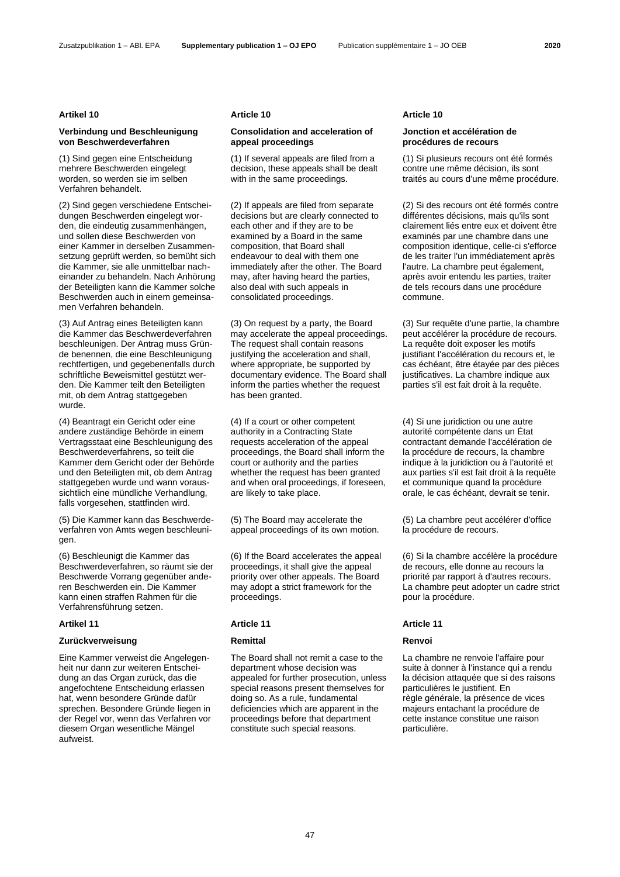## Artikel 10

### Verbindung und Beschleunigung von Beschwerdeverfahren

(1) Sind gegen eine Entscheidung mehrere Beschwerden eingelegt worden, so werden sie im selben Verfahren behandelt.

(2) Sind gegen verschiedene Entscheidungen Beschwerden eingelegt worden, die eindeutig zusammenhängen, und sollen diese Beschwerden von einer Kammer in derselben Zusammensetzung geprüft werden, so bemüht sich die Kammer, sie alle unmittelbar nacheinander zu behandeln. Nach Anhörung der Beteiligten kann die Kammer solche Beschwerden auch in einem gemeinsamen Verfahren behandeln.

(3) Auf Antrag eines Beteiligten kann die Kammer das Beschwerdeverfahren beschleunigen. Der Antrag muss Gründe benennen, die eine Beschleunigung rechtfertigen, und gegebenenfalls durch schriftliche Beweismittel gestützt werden. Die Kammer teilt den Beteiligten mit, ob dem Antrag stattgegeben wurde.

(4) Beantragt ein Gericht oder eine andere zuständige Behörde in einem Vertragsstaat eine Beschleunigung des Beschwerdeverfahrens, so teilt die Kammer dem Gericht oder der Behörde und den Beteiligten mit, ob dem Antrag stattgegeben wurde und wann voraussichtlich eine mündliche Verhandlung, falls vorgesehen, stattfinden wird.

(5) Die Kammer kann das Beschwerdeverfahren von Amts wegen beschleunigen.

(6) Beschleunigt die Kammer das Beschwerdeverfahren, so räumt sie der Beschwerde Vorrang gegenüber anderen Beschwerden ein. Die Kammer kann einen straffen Rahmen für die Verfahrensführung setzen.

## Artikel 11

### Zurückverweisung

Eine Kammer verweist die Angelegenheit nur dann zur weiteren Entscheidung an das Organ zurück, das die angefochtene Entscheidung erlassen hat, wenn besondere Gründe dafür sprechen. Besondere Gründe liegen in der Regel vor, wenn das Verfahren vor diesem Organ wesentliche Mängel aufweist.

## Article 10

### Consolidation and acceleration of appeal proceedings

(1) If several appeals are filed from a decision, these appeals shall be dealt with in the same proceedings.

(2) If appeals are filed from separate decisions but are clearly connected to each other and if they are to be examined by a Board in the same composition, that Board shall endeavour to deal with them one immediately after the other. The Board may, after having heard the parties, also deal with such appeals in consolidated proceedings.

(3) On request by a party, the Board may accelerate the appeal proceedings. The request shall contain reasons justifying the acceleration and shall, where appropriate, be supported by documentary evidence. The Board shall inform the parties whether the request has been granted.

(4) If a court or other competent authority in a Contracting State requests acceleration of the appeal proceedings, the Board shall inform the court or authority and the parties whether the request has been granted and when oral proceedings, if foreseen, are likely to take place.

(5) The Board may accelerate the appeal proceedings of its own motion.

(6) If the Board accelerates the appeal proceedings, it shall give the appeal priority over other appeals. The Board may adopt a strict framework for the proceedings.

## Article 11

### Remittal

The Board shall not remit a case to the department whose decision was appealed for further prosecution, unless special reasons present themselves for doing so. As a rule, fundamental deficiencies which are apparent in the proceedings before that department constitute such special reasons.

## Article 10

### Jonction et accélération de procédures de recours

(1) Si plusieurs recours ont été formés contre une même décision, ils sont traités au cours d'une même procédure.

(2) Si des recours ont été formés contre différentes décisions, mais qu'ils sont clairement liés entre eux et doivent être examinés par une chambre dans une composition identique, celle-ci s'efforce de les traiter l'un immédiatement après l'autre. La chambre peut également, après avoir entendu les parties, traiter de tels recours dans une procédure commune.

(3) Sur requête d'une partie, la chambre peut accélérer la procédure de recours. La requête doit exposer les motifs justifiant l'accélération du recours et, le cas échéant, être étayée par des pièces justificatives. La chambre indique aux parties s'il est fait droit à la requête.

(4) Si une juridiction ou une autre autorité compétente dans un État contractant demande l'accélération de la procédure de recours, la chambre indique à la juridiction ou à l'autorité et aux parties s'il est fait droit à la requête et communique quand la procédure orale, le cas échéant, devrait se tenir.

(5) La chambre peut accélérer d'office la procédure de recours.

(6) Si la chambre accélère la procédure de recours, elle donne au recours la priorité par rapport à d'autres recours. La chambre peut adopter un cadre strict pour la procédure.

## Article 11

### Renvoi

La chambre ne renvoie l'affaire pour suite à donner à l'instance qui a rendu la décision attaquée que si des raisons particulières le justifient. En règle générale, la présence de vices majeurs entachant la procédure de cette instance constitue une raison particulière.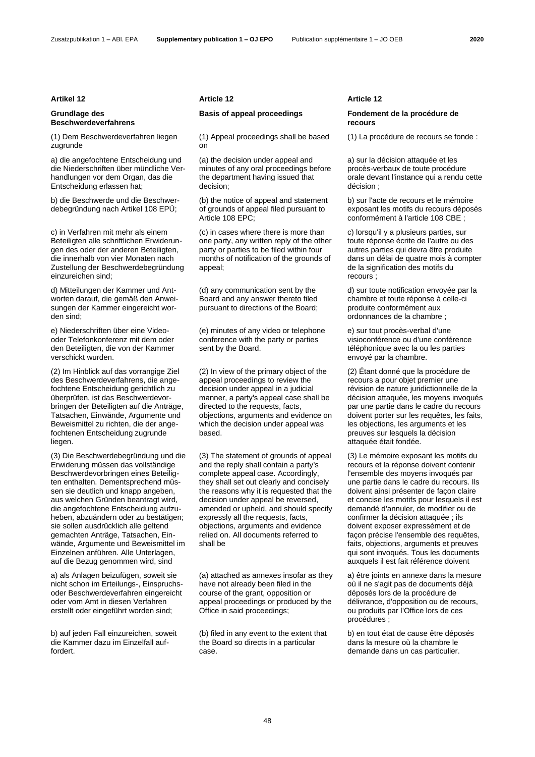**Artikel 12**

**Grundlage des Beschwerdeverfahrens**

(1) Dem Beschwerdeverfahren liegen zugrunde

a) die angefochtene Entscheidung und die Niederschriften über mündliche Verhandlungen vor dem Organ, das die Entscheidung erlassen hat;

b) die Beschwerde und die Beschwerdebegründung nach Artikel 108 EPÜ;

c) in Verfahren mit mehr als einem Beteiligten alle schriftlichen Erwiderungen des oder der anderen Beteiligten, die innerhalb von vier Monaten nach Zustellung der Beschwerdebegründung einzureichen sind;

d) Mitteilungen der Kammer und Antworten darauf, die gemäß den Anweisungen der Kammer eingereicht worden sind;

e) Niederschriften über eine Video- oder Telefonkonferenz mit dem oder den Beteiligten, die von der Kammer verschickt wurden.

(2) Im Hinblick auf das vorrangige Ziel des Beschwerdeverfahrens, die angefochtene Entscheidung gerichtlich zu überprüfen, ist das Beschwerdevorbringen der Beteiligten auf die Anträge, Tatsachen, Einwände, Argumente und Beweismittel zu richten, die der angefochtenen Entscheidung zugrunde liegen.

(3) Die Beschwerdebegründung und die Erwiderung müssen das vollständige Beschwerdevorbringen eines Beteiligten enthalten. Dementsprechend müssen sie deutlich und knapp angeben, aus welchen Gründen beantragt wird, die angefochtene Entscheidung aufzuheben, abzuändern oder zu bestätigen; sie sollen ausdrücklich alle geltend gemachten Anträge, Tatsachen, Einwände, Argumente und Beweismittel im Einzelnen anführen. Alle Unterlagen, auf die Bezug genommen wird, sind

a) als Anlagen beizufügen, soweit sie nicht schon im Erteilungs-, Einspruchs- oder Beschwerdeverfahren eingereicht oder vom Amt in diesen Verfahren erstellt oder eingeführt worden sind;

b) auf jeden Fall einzureichen, soweit die Kammer dazu im Einzelfall auffordert.

**Article 12**

**Basis of appeal proceedings**

(1) Appeal proceedings shall be based on

(a) the decision under appeal and minutes of any oral proceedings before the department having issued that decision;

(b) the notice of appeal and statement of grounds of appeal filed pursuant to Article 108 EPC;

(c) in cases where there is more than one party, any written reply of the other party or parties to be filed within four months of notification of the grounds of appeal;

(d) any communication sent by the Board and any answer thereto filed pursuant to directions of the Board;

(e) minutes of any video or telephone conference with the party or parties sent by the Board.

(2) In view of the primary object of the appeal proceedings to review the decision under appeal in a judicial manner, a party's appeal case shall be directed to the requests, facts, objections, arguments and evidence on which the decision under appeal was based.

(3) The statement of grounds of appeal and the reply shall contain a party's complete appeal case. Accordingly, they shall set out clearly and concisely the reasons why it is requested that the decision under appeal be reversed, amended or upheld, and should specify expressly all the requests, facts, objections, arguments and evidence relied on. All documents referred to shall be

(a) attached as annexes insofar as they have not already been filed in the course of the grant, opposition or appeal proceedings or produced by the Office in said proceedings;

(b) filed in any event to the extent that the Board so directs in a particular case.

**Article 12**

**Fondement de la procédure de recours**

(1) La procédure de recours se fonde :

a) sur la décision attaquée et les procès-verbaux de toute procédure orale devant l'instance qui a rendu cette décision ;

b) sur l'acte de recours et le mémoire exposant les motifs du recours déposés conformément à l'article 108 CBE ;

c) lorsqu'il y a plusieurs parties, sur toute réponse écrite de l'autre ou des autres parties qui devra être produite dans un délai de quatre mois à compter de la signification des motifs du recours ;

d) sur toute notification envoyée par la chambre et toute réponse à celle-ci produite conformément aux ordonnances de la chambre ;

e) sur tout procès-verbal d'une visioconférence ou d'une conférence téléphonique avec la ou les parties envoyé par la chambre.

(2) Étant donné que la procédure de recours a pour objet premier une révision de nature juridictionnelle de la décision attaquée, les moyens invoqués par une partie dans le cadre du recours doivent porter sur les requêtes, les faits, les objections, les arguments et les preuves sur lesquels la décision attaquée était fondée.

(3) Le mémoire exposant les motifs du recours et la réponse doivent contenir l'ensemble des moyens invoqués par une partie dans le cadre du recours. Ils doivent ainsi présenter de façon claire et concise les motifs pour lesquels il est demandé d'annuler, de modifier ou de confirmer la décision attaquée ; ils doivent exposer expressément et de façon précise l'ensemble des requêtes, faits, objections, arguments et preuves qui sont invoqués. Tous les documents auxquels il est fait référence doivent

a) être joints en annexe dans la mesure où il ne s'agit pas de documents déjà déposés lors de la procédure de délivrance, d'opposition ou de recours, ou produits par l'Office lors de ces procédures ;

b) en tout état de cause être déposés dans la mesure où la chambre le demande dans un cas particulier.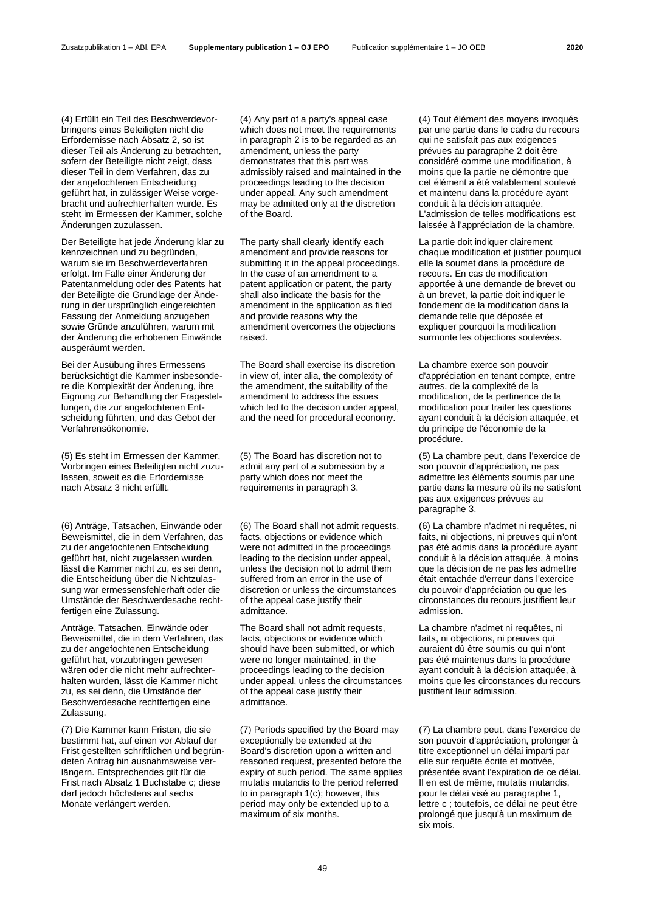(4) Erfüllt ein Teil des Beschwerdevorbringens eines Beteiligten nicht die Erfordernisse nach Absatz 2, so ist dieser Teil als Änderung zu betrachten, sofern der Beteiligte nicht zeigt, dass dieser Teil in dem Verfahren, das zu der angefochtenen Entscheidung geführt hat, in zulässiger Weise vorgebracht und aufrechterhalten wurde. Es steht im Ermessen der Kammer, solche Änderungen zuzulassen.

Der Beteiligte hat jede Änderung klar zu kennzeichnen und zu begründen, warum sie im Beschwerdeverfahren erfolgt. Im Falle einer Änderung der Patentanmeldung oder des Patents hat der Beteiligte die Grundlage der Änderung in der ursprünglich eingereichten Fassung der Anmeldung anzugeben sowie Gründe anzuführen, warum mit der Änderung die erhobenen Einwände ausgeräumt werden.

Bei der Ausübung ihres Ermessens berücksichtigt die Kammer insbesondere die Komplexität der Änderung, ihre Eignung zur Behandlung der Fragestellungen, die zur angefochtenen Entscheidung führten, und das Gebot der Verfahrensökonomie.

(5) Es steht im Ermessen der Kammer, Vorbringen eines Beteiligten nicht zuzulassen, soweit es die Erfordernisse nach Absatz 3 nicht erfüllt.

(6) Anträge, Tatsachen, Einwände oder Beweismittel, die in dem Verfahren, das zu der angefochtenen Entscheidung geführt hat, nicht zugelassen wurden, lässt die Kammer nicht zu, es sei denn, die Entscheidung über die Nichtzulassung war ermessensfehlerhaft oder die Umstände der Beschwerdesache rechtfertigen eine Zulassung.

Anträge, Tatsachen, Einwände oder Beweismittel, die in dem Verfahren, das zu der angefochtenen Entscheidung geführt hat, vorzubringen gewesen wären oder die nicht mehr aufrechterhalten wurden, lässt die Kammer nicht zu, es sei denn, die Umstände der Beschwerdesache rechtfertigen eine Zulassung.

(7) Die Kammer kann Fristen, die sie bestimmt hat, auf einen vor Ablauf der Frist gestellten schriftlichen und begründeten Antrag hin ausnahmsweise verlängern. Entsprechendes gilt für die Frist nach Absatz 1 Buchstabe c; diese darf jedoch höchstens auf sechs Monate verlängert werden.

(4) Any part of a party's appeal case which does not meet the requirements in paragraph 2 is to be regarded as an amendment, unless the party demonstrates that this part was admissibly raised and maintained in the proceedings leading to the decision under appeal. Any such amendment may be admitted only at the discretion of the Board.

The party shall clearly identify each amendment and provide reasons for submitting it in the appeal proceedings. In the case of an amendment to a patent application or patent, the party shall also indicate the basis for the amendment in the application as filed and provide reasons why the amendment overcomes the objections raised.

The Board shall exercise its discretion in view of, inter alia, the complexity of the amendment, the suitability of the amendment to address the issues which led to the decision under appeal, and the need for procedural economy.

(5) The Board has discretion not to admit any part of a submission by a party which does not meet the requirements in paragraph 3.

(6) The Board shall not admit requests, facts, objections or evidence which were not admitted in the proceedings leading to the decision under appeal, unless the decision not to admit them suffered from an error in the use of discretion or unless the circumstances of the appeal case justify their admittance.

The Board shall not admit requests, facts, objections or evidence which should have been submitted, or which were no longer maintained, in the proceedings leading to the decision under appeal, unless the circumstances of the appeal case justify their admittance.

(7) Periods specified by the Board may exceptionally be extended at the Board's discretion upon a written and reasoned request, presented before the expiry of such period. The same applies mutatis mutandis to the period referred to in paragraph 1(c); however, this period may only be extended up to a maximum of six months.

(4) Tout élément des moyens invoqués par une partie dans le cadre du recours qui ne satisfait pas aux exigences prévues au paragraphe 2 doit être considéré comme une modification, à moins que la partie ne démontre que cet élément a été valablement soulevé et maintenu dans la procédure ayant conduit à la décision attaquée. L'admission de telles modifications est laissée à l'appréciation de la chambre.

La partie doit indiquer clairement chaque modification et justifier pourquoi elle la soumet dans la procédure de recours. En cas de modification apportée à une demande de brevet ou à un brevet, la partie doit indiquer le fondement de la modification dans la demande telle que déposée et expliquer pourquoi la modification surmonte les objections soulevées.

La chambre exerce son pouvoir d'appréciation en tenant compte, entre autres, de la complexité de la modification, de la pertinence de la modification pour traiter les questions ayant conduit à la décision attaquée, et du principe de l'économie de la procédure.

(5) La chambre peut, dans l'exercice de son pouvoir d'appréciation, ne pas admettre les éléments soumis par une partie dans la mesure où ils ne satisfont pas aux exigences prévues au paragraphe 3.

(6) La chambre n'admet ni requêtes, ni faits, ni objections, ni preuves qui n'ont pas été admis dans la procédure ayant conduit à la décision attaquée, à moins que la décision de ne pas les admettre était entachée d'erreur dans l'exercice du pouvoir d'appréciation ou que les circonstances du recours justifient leur admission.

La chambre n'admet ni requêtes, ni faits, ni objections, ni preuves qui auraient dû être soumis ou qui n'ont pas été maintenus dans la procédure ayant conduit à la décision attaquée, à moins que les circonstances du recours justifient leur admission.

(7) La chambre peut, dans l'exercice de son pouvoir d'appréciation, prolonger à titre exceptionnel un délai imparti par elle sur requête écrite et motivée, présentée avant l'expiration de ce délai. Il en est de même, mutatis mutandis, pour le délai visé au paragraphe 1, lettre c ; toutefois, ce délai ne peut être prolongé que jusqu'à un maximum de six mois.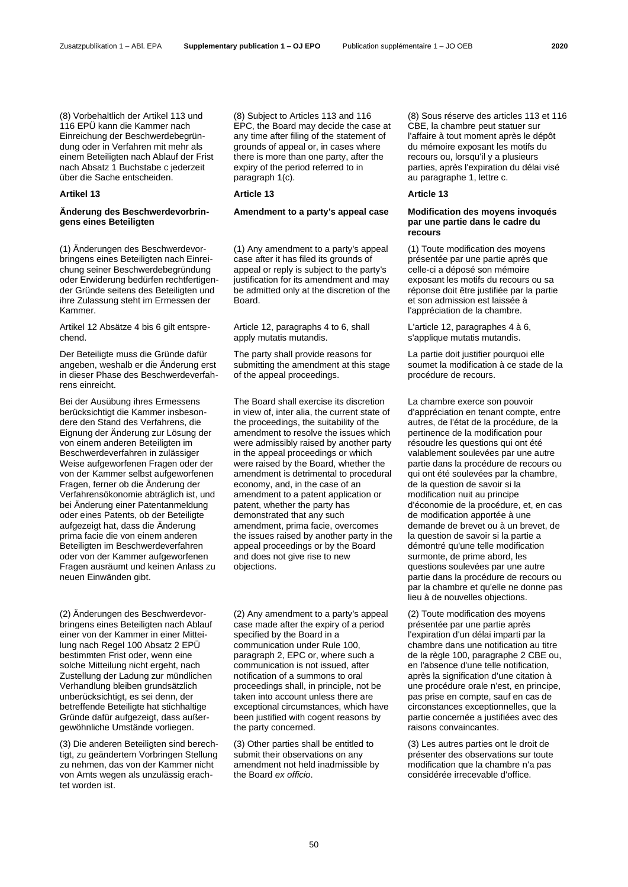(8) Vorbehaltlich der Artikel 113 und 116 EPÜ kann die Kammer nach Einreichung der Beschwerdebegründung oder in Verfahren mit mehr als einem Beteiligten nach Ablauf der Frist nach Absatz 1 Buchstabe c jederzeit über die Sache entscheiden.

### Artikel 13

#### Änderung des Beschwerdevorbringens eines Beteiligten

(1) Änderungen des Beschwerdevorbringens eines Beteiligten nach Einreichung seiner Beschwerdebegründung oder Erwiderung bedürfen rechtfertigender Gründe seitens des Beteiligten und ihre Zulassung steht im Ermessen der Kammer.

Artikel 12 Absätze 4 bis 6 gilt entsprechend.

Der Beteiligte muss die Gründe dafür angeben, weshalb er die Änderung erst in dieser Phase des Beschwerdeverfahrens einreicht.

Bei der Ausübung ihres Ermessens berücksichtigt die Kammer insbesondere den Stand des Verfahrens, die Eignung der Änderung zur Lösung der von einem anderen Beteiligten im Beschwerdeverfahren in zulässiger Weise aufgeworfenen Fragen oder der von der Kammer selbst aufgeworfenen Fragen, ferner ob die Änderung der Verfahrensökonomie abträglich ist, und bei Änderung einer Patentanmeldung oder eines Patents, ob der Beteiligte aufgezeigt hat, dass die Änderung prima facie die von einem anderen Beteiligten im Beschwerdeverfahren oder von der Kammer aufgeworfenen Fragen ausräumt und keinen Anlass zu neuen Einwänden gibt.

(2) Änderungen des Beschwerdevorbringens eines Beteiligten nach Ablauf einer von der Kammer in einer Mitteilung nach Regel 100 Absatz 2 EPÜ bestimmten Frist oder, wenn eine solche Mitteilung nicht ergeht, nach Zustellung der Ladung zur mündlichen Verhandlung bleiben grundsätzlich unberücksichtigt, es sei denn, der betreffende Beteiligte hat stichhaltige Gründe dafür aufgezeigt, dass außergewöhnliche Umstände vorliegen.

(3) Die anderen Beteiligten sind berechtigt, zu geändertem Vorbringen Stellung zu nehmen, das von der Kammer nicht von Amts wegen als unzulässig erachtet worden ist.

(8) Subject to Articles 113 and 116 EPC, the Board may decide the case at any time after filing of the statement of grounds of appeal or, in cases where there is more than one party, after the expiry of the period referred to in paragraph 1(c).

### Article 13

#### Amendment to a party's appeal case

(1) Any amendment to a party's appeal case after it has filed its grounds of appeal or reply is subject to the party's justification for its amendment and may be admitted only at the discretion of the Board.

Article 12, paragraphs 4 to 6, shall apply mutatis mutandis.

The party shall provide reasons for submitting the amendment at this stage of the appeal proceedings.

The Board shall exercise its discretion in view of, inter alia, the current state of the proceedings, the suitability of the amendment to resolve the issues which were admissibly raised by another party in the appeal proceedings or which were raised by the Board, whether the amendment is detrimental to procedural economy, and, in the case of an amendment to a patent application or patent, whether the party has demonstrated that any such amendment, prima facie, overcomes the issues raised by another party in the appeal proceedings or by the Board and does not give rise to new objections.

(2) Any amendment to a party's appeal case made after the expiry of a period specified by the Board in a communication under Rule 100, paragraph 2, EPC or, where such a communication is not issued, after notification of a summons to oral proceedings shall, in principle, not be taken into account unless there are exceptional circumstances, which have been justified with cogent reasons by the party concerned.

(3) Other parties shall be entitled to submit their observations on any amendment not held inadmissible by the Board *ex officio*.

(8) Sous réserve des articles 113 et 116 CBE, la chambre peut statuer sur l'affaire à tout moment après le dépôt du mémoire exposant les motifs du recours ou, lorsqu'il y a plusieurs parties, après l'expiration du délai visé au paragraphe 1, lettre c.

### Article 13

#### Modification des moyens invoqués par une partie dans le cadre du recours

(1) Toute modification des moyens présentée par une partie après que celle-ci a déposé son mémoire exposant les motifs du recours ou sa réponse doit être justifiée par la partie et son admission est laissée à l'appréciation de la chambre.

L'article 12, paragraphes 4 à 6, s'applique mutatis mutandis.

La partie doit justifier pourquoi elle soumet la modification à ce stade de la procédure de recours.

La chambre exerce son pouvoir d'appréciation en tenant compte, entre autres, de l'état de la procédure, de la pertinence de la modification pour résoudre les questions qui ont été valablement soulevées par une autre partie dans la procédure de recours ou qui ont été soulevées par la chambre, de la question de savoir si la modification nuit au principe d'économie de la procédure, et, en cas de modification apportée à une demande de brevet ou à un brevet, de la question de savoir si la partie a démontré qu'une telle modification surmonte, de prime abord, les questions soulevées par une autre partie dans la procédure de recours ou par la chambre et qu'elle ne donne pas lieu à de nouvelles objections.

(2) Toute modification des moyens présentée par une partie après l'expiration d'un délai imparti par la chambre dans une notification au titre de la règle 100, paragraphe 2 CBE ou, en l'absence d'une telle notification, après la signification d'une citation à une procédure orale n'est, en principe, pas prise en compte, sauf en cas de circonstances exceptionnelles, que la partie concernée a justifiées avec des raisons convaincantes.

(3) Les autres parties ont le droit de présenter des observations sur toute modification que la chambre n'a pas considérée irrecevable d'office.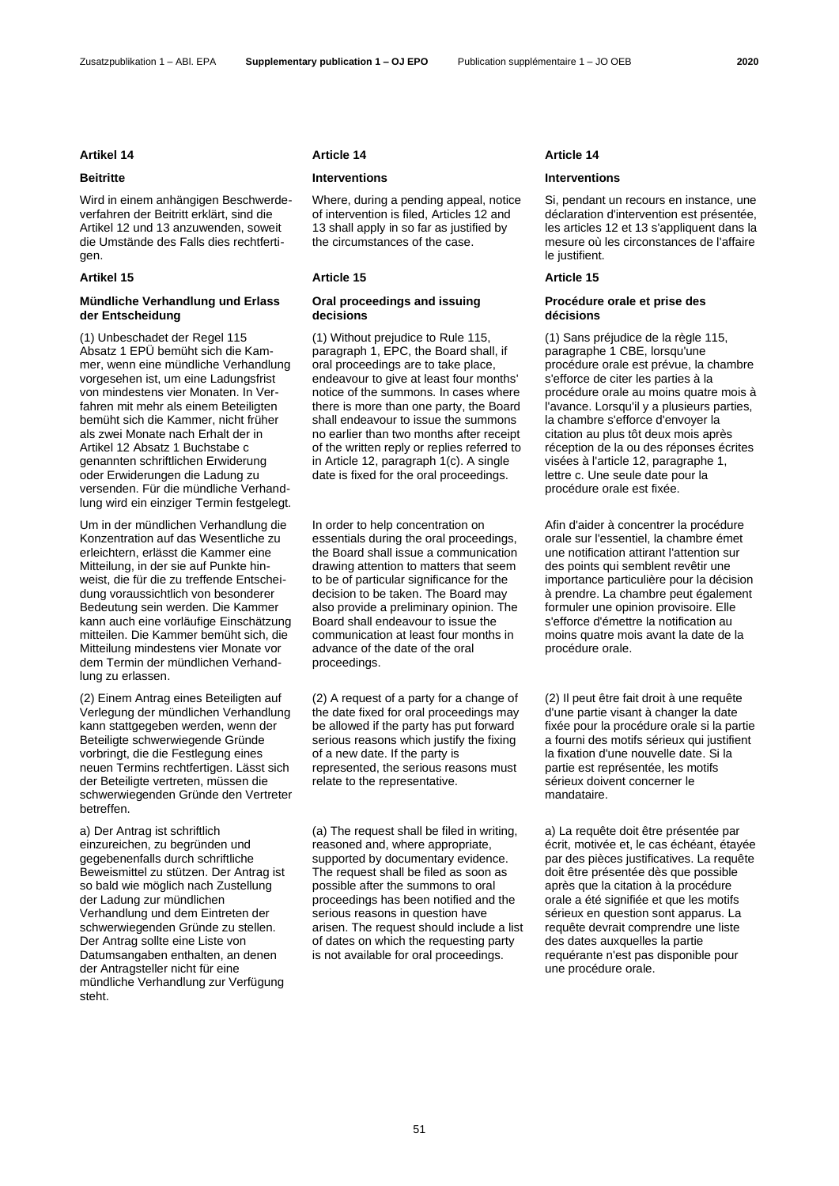## Artikel 14

### Beitritte

Wird in einem anhängigen Beschwerdeverfahren der Beitritt erklärt, sind die Artikel 12 und 13 anzuwenden, soweit die Umstände des Falls dies rechtfertigen.

## Artikel 15

### Mündliche Verhandlung und Erlass der Entscheidung

(1) Unbeschadet der Regel 115 Absatz 1 EPÜ bemüht sich die Kammer, wenn eine mündliche Verhandlung vorgesehen ist, um eine Ladungsfrist von mindestens vier Monaten. In Verfahren mit mehr als einem Beteiligten bemüht sich die Kammer, nicht früher als zwei Monate nach Erhalt der in Artikel 12 Absatz 1 Buchstabe c genannten schriftlichen Erwiderung oder Erwiderungen die Ladung zu versenden. Für die mündliche Verhandlung wird ein einziger Termin festgelegt.

Um in der mündlichen Verhandlung die Konzentration auf das Wesentliche zu erleichtern, erlässt die Kammer eine Mitteilung, in der sie auf Punkte hinweist, die für die zu treffende Entscheidung voraussichtlich von besonderer Bedeutung sein werden. Die Kammer kann auch eine vorläufige Einschätzung mitteilen. Die Kammer bemüht sich, die Mitteilung mindestens vier Monate vor dem Termin der mündlichen Verhandlung zu erlassen.

(2) Einem Antrag eines Beteiligten auf Verlegung der mündlichen Verhandlung kann stattgegeben werden, wenn der Beteiligte schwerwiegende Gründe vorbringt, die die Festlegung eines neuen Termins rechtfertigen. Lässt sich der Beteiligte vertreten, müssen die schwerwiegenden Gründe den Vertreter betreffen.

a) Der Antrag ist schriftlich einzureichen, zu begründen und gegebenenfalls durch schriftliche Beweismittel zu stützen. Der Antrag ist so bald wie möglich nach Zustellung der Ladung zur mündlichen Verhandlung und dem Eintreten der schwerwiegenden Gründe zu stellen. Der Antrag sollte eine Liste von Datumsangaben enthalten, an denen der Antragsteller nicht für eine mündliche Verhandlung zur Verfügung steht.

## Article 14

### Interventions

Where, during a pending appeal, notice of intervention is filed, Articles 12 and 13 shall apply in so far as justified by the circumstances of the case.

## Article 15

### Oral proceedings and issuing decisions

(1) Without prejudice to Rule 115, paragraph 1, EPC, the Board shall, if oral proceedings are to take place, endeavour to give at least four months' notice of the summons. In cases where there is more than one party, the Board shall endeavour to issue the summons no earlier than two months after receipt of the written reply or replies referred to in Article 12, paragraph 1(c). A single date is fixed for the oral proceedings.

In order to help concentration on essentials during the oral proceedings, the Board shall issue a communication drawing attention to matters that seem to be of particular significance for the decision to be taken. The Board may also provide a preliminary opinion. The Board shall endeavour to issue the communication at least four months in advance of the date of the oral proceedings.

(2) A request of a party for a change of the date fixed for oral proceedings may be allowed if the party has put forward serious reasons which justify the fixing of a new date. If the party is represented, the serious reasons must relate to the representative.

(a) The request shall be filed in writing, reasoned and, where appropriate, supported by documentary evidence. The request shall be filed as soon as possible after the summons to oral proceedings has been notified and the serious reasons in question have arisen. The request should include a list of dates on which the requesting party is not available for oral proceedings.

## Article 14

### Interventions

Si, pendant un recours en instance, une déclaration d'intervention est présentée, les articles 12 et 13 s'appliquent dans la mesure où les circonstances de l'affaire le justifient.

## Article 15

### Procédure orale et prise des décisions

(1) Sans préjudice de la règle 115, paragraphe 1 CBE, lorsqu'une procédure orale est prévue, la chambre s'efforce de citer les parties à la procédure orale au moins quatre mois à l'avance. Lorsqu'il y a plusieurs parties, la chambre s'efforce d'envoyer la citation au plus tôt deux mois après réception de la ou des réponses écrites visées à l'article 12, paragraphe 1, lettre c. Une seule date pour la procédure orale est fixée.

Afin d'aider à concentrer la procédure orale sur l'essentiel, la chambre émet une notification attirant l'attention sur des points qui semblent revêtir une importance particulière pour la décision à prendre. La chambre peut également formuler une opinion provisoire. Elle s'efforce d'émettre la notification au moins quatre mois avant la date de la procédure orale.

(2) Il peut être fait droit à une requête d'une partie visant à changer la date fixée pour la procédure orale si la partie a fourni des motifs sérieux qui justifient la fixation d'une nouvelle date. Si la partie est représentée, les motifs sérieux doivent concerner le mandataire.

a) La requête doit être présentée par écrit, motivée et, le cas échéant, étayée par des pièces justificatives. La requête doit être présentée dès que possible après que la citation à la procédure orale a été signifiée et que les motifs sérieux en question sont apparus. La requête devrait comprendre une liste des dates auxquelles la partie requérante n'est pas disponible pour une procédure orale.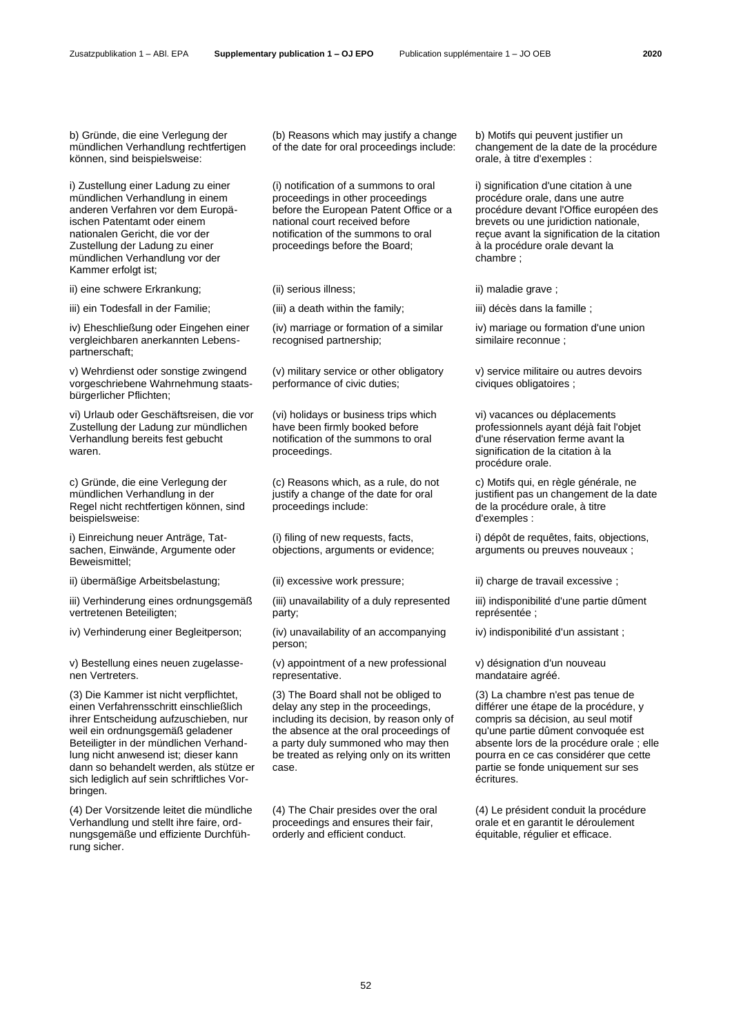b) Gründe, die eine Verlegung der mündlichen Verhandlung rechtfertigen können, sind beispielsweise:

i) Zustellung einer Ladung zu einer mündlichen Verhandlung in einem anderen Verfahren vor dem Europäischen Patentamt oder einem nationalen Gericht, die vor der Zustellung der Ladung zu einer mündlichen Verhandlung vor der Kammer erfolgt ist;

ii) eine schwere Erkrankung;

iii) ein Todesfall in der Familie;

iv) Eheschließung oder Eingehen einer vergleichbaren anerkannten Lebenspartnerschaft;

v) Wehrdienst oder sonstige zwingend vorgeschriebene Wahrnehmung staatsbürgerlicher Pflichten;

vi) Urlaub oder Geschäftsreisen, die vor Zustellung der Ladung zur mündlichen Verhandlung bereits fest gebucht waren.

c) Gründe, die eine Verlegung der mündlichen Verhandlung in der Regel nicht rechtfertigen können, sind beispielsweise:

i) Einreichung neuer Anträge, Tatsachen, Einwände, Argumente oder Beweismittel;

ii) übermäßige Arbeitsbelastung;

iii) Verhinderung eines ordnungsgemäß vertretenen Beteiligten;

iv) Verhinderung einer Begleitperson;

v) Bestellung eines neuen zugelassenen Vertreters.

(3) Die Kammer ist nicht verpflichtet, einen Verfahrensschritt einschließlich ihrer Entscheidung aufzuschieben, nur weil ein ordnungsgemäß geladener Beteiligter in der mündlichen Verhandlung nicht anwesend ist; dieser kann dann so behandelt werden, als stütze er sich lediglich auf sein schriftliches Vorbringen.

(4) Der Vorsitzende leitet die mündliche Verhandlung und stellt ihre faire, ordnungsgemäße und effiziente Durchführung sicher.

(b) Reasons which may justify a change of the date for oral proceedings include:

(i) notification of a summons to oral proceedings in other proceedings before the European Patent Office or a national court received before notification of the summons to oral proceedings before the Board;

(ii) serious illness;

(iii) a death within the family;

(iv) marriage or formation of a similar recognised partnership;

(v) military service or other obligatory performance of civic duties;

(vi) holidays or business trips which have been firmly booked before notification of the summons to oral proceedings.

(c) Reasons which, as a rule, do not justify a change of the date for oral proceedings include:

(i) filing of new requests, facts, objections, arguments or evidence;

(ii) excessive work pressure;

(iii) unavailability of a duly represented party;

(iv) unavailability of an accompanying person;

(v) appointment of a new professional representative.

(3) The Board shall not be obliged to delay any step in the proceedings, including its decision, by reason only of the absence at the oral proceedings of a party duly summoned who may then be treated as relying only on its written case.

(4) The Chair presides over the oral proceedings and ensures their fair, orderly and efficient conduct.

b) Motifs qui peuvent justifier un changement de la date de la procédure orale, à titre d'exemples :

i) signification d'une citation à une procédure orale, dans une autre procédure devant l'Office européen des brevets ou une juridiction nationale, reçue avant la signification de la citation à la procédure orale devant la chambre ;

ii) maladie grave ;

iii) décès dans la famille ;

iv) mariage ou formation d'une union similaire reconnue ;

v) service militaire ou autres devoirs civiques obligatoires ;

vi) vacances ou déplacements professionnels ayant déjà fait l'objet d'une réservation ferme avant la signification de la citation à la procédure orale.

c) Motifs qui, en règle générale, ne justifient pas un changement de la date de la procédure orale, à titre d'exemples :

i) dépôt de requêtes, faits, objections, arguments ou preuves nouveaux ;

ii) charge de travail excessive ;

iii) indisponibilité d'une partie dûment représentée ;

iv) indisponibilité d'un assistant ;

v) désignation d'un nouveau mandataire agréé.

(3) La chambre n'est pas tenue de différer une étape de la procédure, y compris sa décision, au seul motif qu'une partie dûment convoquée est absente lors de la procédure orale ; elle pourra en ce cas considérer que cette partie se fonde uniquement sur ses écritures.

(4) Le président conduit la procédure orale et en garantit le déroulement équitable, régulier et efficace.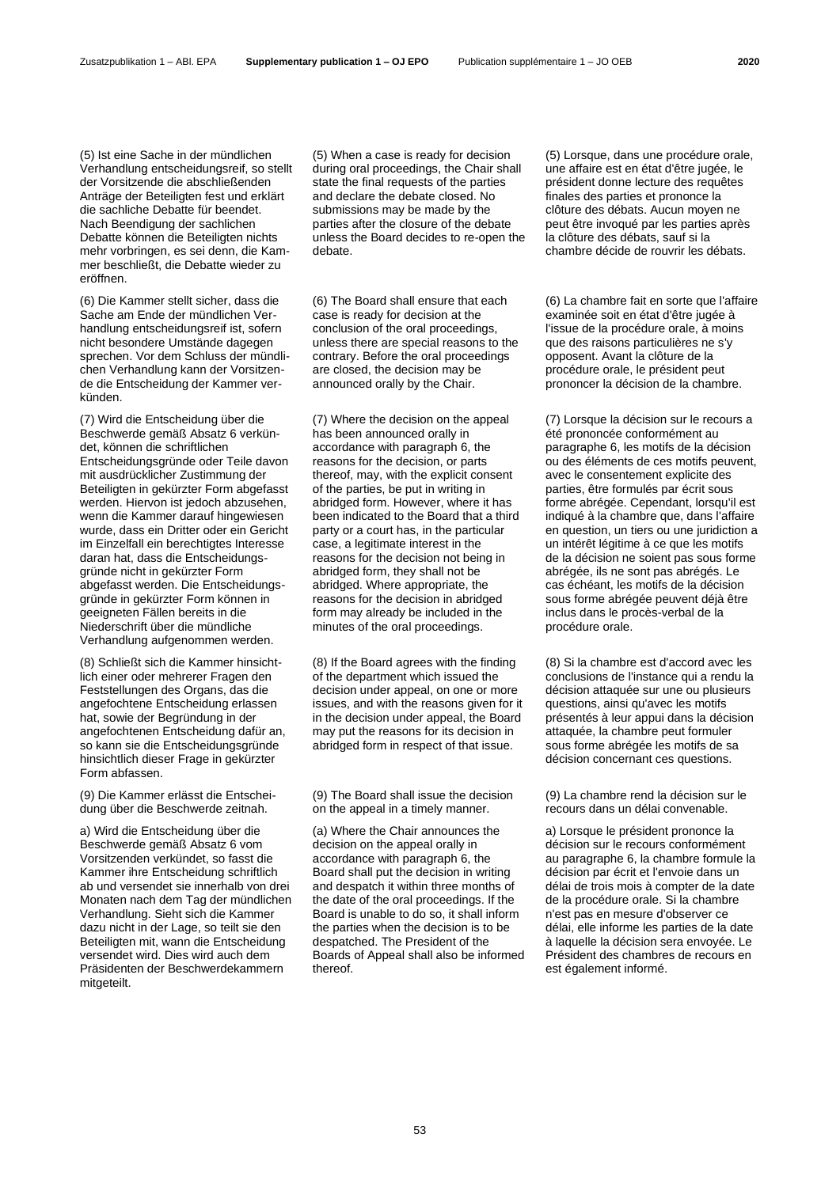(5) Ist eine Sache in der mündlichen Verhandlung entscheidungsreif, so stellt der Vorsitzende die abschließenden Anträge der Beteiligten fest und erklärt die sachliche Debatte für beendet. Nach Beendigung der sachlichen Debatte können die Beteiligten nichts mehr vorbringen, es sei denn, die Kammer beschließt, die Debatte wieder zu eröffnen.

(6) Die Kammer stellt sicher, dass die Sache am Ende der mündlichen Verhandlung entscheidungsreif ist, sofern nicht besondere Umstände dagegen sprechen. Vor dem Schluss der mündlichen Verhandlung kann der Vorsitzende die Entscheidung der Kammer verkünden.

(7) Wird die Entscheidung über die Beschwerde gemäß Absatz 6 verkündet, können die schriftlichen Entscheidungsgründe oder Teile davon mit ausdrücklicher Zustimmung der Beteiligten in gekürzter Form abgefasst werden. Hiervon ist jedoch abzusehen, wenn die Kammer darauf hingewiesen wurde, dass ein Dritter oder ein Gericht im Einzelfall ein berechtigtes Interesse daran hat, dass die Entscheidungsgründe nicht in gekürzter Form abgefasst werden. Die Entscheidungsgründe in gekürzter Form können in geeigneten Fällen bereits in die Niederschrift über die mündliche Verhandlung aufgenommen werden.

(8) Schließt sich die Kammer hinsichtlich einer oder mehrerer Fragen den Feststellungen des Organs, das die angefochtene Entscheidung erlassen hat, sowie der Begründung in der angefochtenen Entscheidung dafür an, so kann sie die Entscheidungsgründe hinsichtlich dieser Frage in gekürzter Form abfassen.

(9) Die Kammer erlässt die Entscheidung über die Beschwerde zeitnah.

a) Wird die Entscheidung über die Beschwerde gemäß Absatz 6 vom Vorsitzenden verkündet, so fasst die Kammer ihre Entscheidung schriftlich ab und versendet sie innerhalb von drei Monaten nach dem Tag der mündlichen Verhandlung. Sieht sich die Kammer dazu nicht in der Lage, so teilt sie den Beteiligten mit, wann die Entscheidung versendet wird. Dies wird auch dem Präsidenten der Beschwerdekammern mitgeteilt.

(5) When a case is ready for decision during oral proceedings, the Chair shall state the final requests of the parties and declare the debate closed. No submissions may be made by the parties after the closure of the debate unless the Board decides to re-open the debate.

(6) The Board shall ensure that each case is ready for decision at the conclusion of the oral proceedings, unless there are special reasons to the contrary. Before the oral proceedings are closed, the decision may be announced orally by the Chair.

(7) Where the decision on the appeal has been announced orally in accordance with paragraph 6, the reasons for the decision, or parts thereof, may, with the explicit consent of the parties, be put in writing in abridged form. However, where it has been indicated to the Board that a third party or a court has, in the particular case, a legitimate interest in the reasons for the decision not being in abridged form, they shall not be abridged. Where appropriate, the reasons for the decision in abridged form may already be included in the minutes of the oral proceedings.

(8) If the Board agrees with the finding of the department which issued the decision under appeal, on one or more issues, and with the reasons given for it in the decision under appeal, the Board may put the reasons for its decision in abridged form in respect of that issue.

(9) The Board shall issue the decision on the appeal in a timely manner.

(a) Where the Chair announces the decision on the appeal orally in accordance with paragraph 6, the Board shall put the decision in writing and despatch it within three months of the date of the oral proceedings. If the Board is unable to do so, it shall inform the parties when the decision is to be despatched. The President of the Boards of Appeal shall also be informed thereof.

(5) Lorsque, dans une procédure orale, une affaire est en état d'être jugée, le président donne lecture des requêtes finales des parties et prononce la clôture des débats. Aucun moyen ne peut être invoqué par les parties après la clôture des débats, sauf si la chambre décide de rouvrir les débats.

(6) La chambre fait en sorte que l'affaire examinée soit en état d'être jugée à l'issue de la procédure orale, à moins que des raisons particulières ne s'y opposent. Avant la clôture de la procédure orale, le président peut prononcer la décision de la chambre.

(7) Lorsque la décision sur le recours a été prononcée conformément au paragraphe 6, les motifs de la décision ou des éléments de ces motifs peuvent, avec le consentement explicite des parties, être formulés par écrit sous forme abrégée. Cependant, lorsqu'il est indiqué à la chambre que, dans l'affaire en question, un tiers ou une juridiction a un intérêt légitime à ce que les motifs de la décision ne soient pas sous forme abrégée, ils ne sont pas abrégés. Le cas échéant, les motifs de la décision sous forme abrégée peuvent déjà être inclus dans le procès-verbal de la procédure orale.

(8) Si la chambre est d'accord avec les conclusions de l'instance qui a rendu la décision attaquée sur une ou plusieurs questions, ainsi qu'avec les motifs présentés à leur appui dans la décision attaquée, la chambre peut formuler sous forme abrégée les motifs de sa décision concernant ces questions.

(9) La chambre rend la décision sur le recours dans un délai convenable.

a) Lorsque le président prononce la décision sur le recours conformément au paragraphe 6, la chambre formule la décision par écrit et l'envoie dans un délai de trois mois à compter de la date de la procédure orale. Si la chambre n'est pas en mesure d'observer ce délai, elle informe les parties de la date à laquelle la décision sera envoyée. Le Président des chambres de recours en est également informé.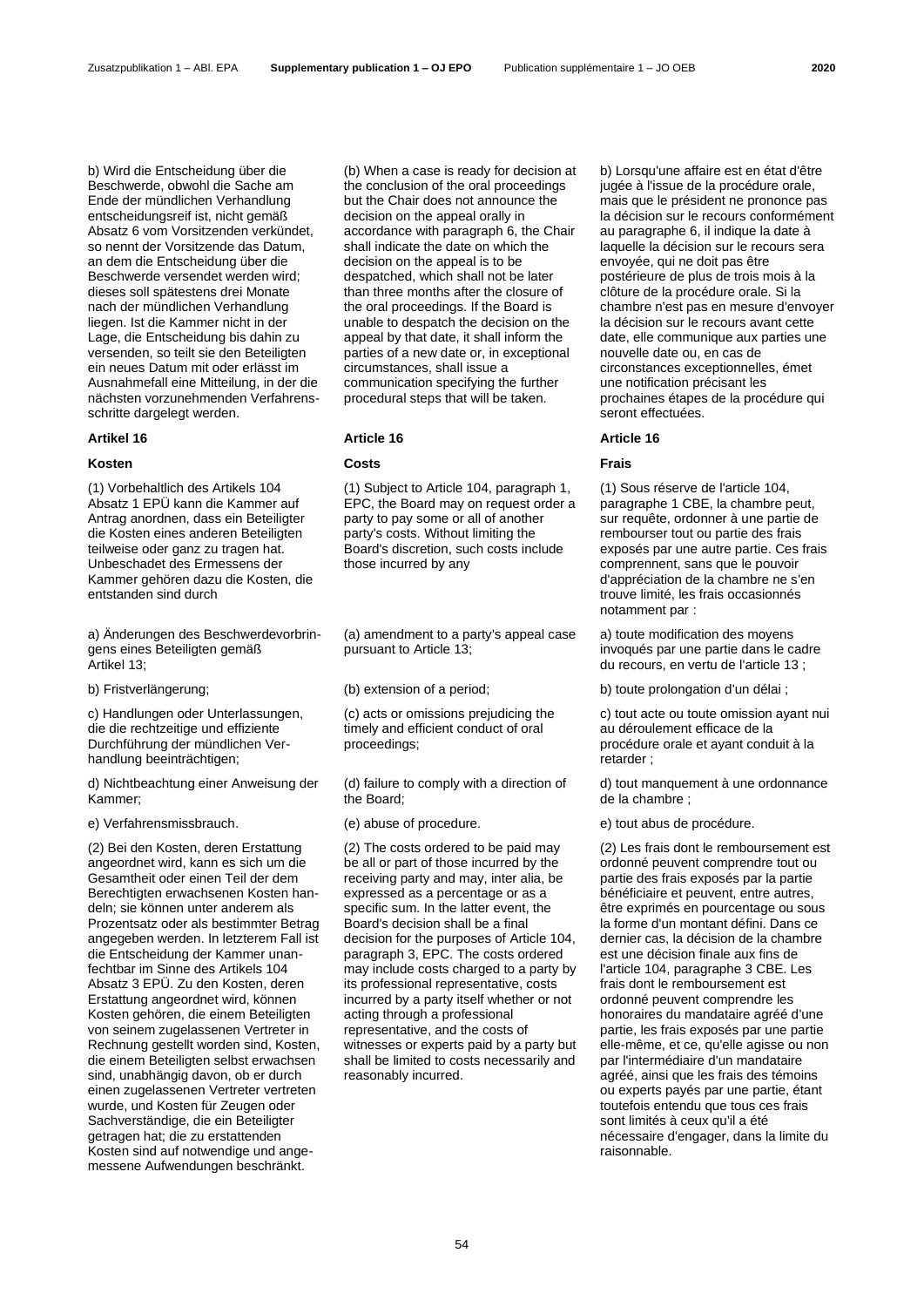b) Wird die Entscheidung über die Beschwerde, obwohl die Sache am Ende der mündlichen Verhandlung entscheidungsreif ist, nicht gemäß Absatz 6 vom Vorsitzenden verkündet, so nennt der Vorsitzende das Datum, an dem die Entscheidung über die Beschwerde versendet werden wird; dieses soll spätestens drei Monate nach der mündlichen Verhandlung liegen. Ist die Kammer nicht in der Lage, die Entscheidung bis dahin zu versenden, so teilt sie den Beteiligten ein neues Datum mit oder erlässt im Ausnahmefall eine Mitteilung, in der die nächsten vorzunehmenden Verfahrensschritte dargelegt werden.

(b) When a case is ready for decision at the conclusion of the oral proceedings but the Chair does not announce the decision on the appeal orally in accordance with paragraph 6, the Chair shall indicate the date on which the decision on the appeal is to be despatched, which shall not be later than three months after the closure of the oral proceedings. If the Board is unable to despatch the decision on the appeal by that date, it shall inform the parties of a new date or, in exceptional circumstances, shall issue a communication specifying the further procedural steps that will be taken.

b) Lorsqu'une affaire est en état d'être jugée à l'issue de la procédure orale, mais que le président ne prononce pas la décision sur le recours conformément au paragraphe 6, il indique la date à laquelle la décision sur le recours sera envoyée, qui ne doit pas être postérieure de plus de trois mois à la clôture de la procédure orale. Si la chambre n'est pas en mesure d'envoyer la décision sur le recours avant cette date, elle communique aux parties une nouvelle date ou, en cas de circonstances exceptionnelles, émet une notification précisant les prochaines étapes de la procédure qui seront effectuées.

## Artikel 16

### Kosten

(1) Vorbehaltlich des Artikels 104 Absatz 1 EPÜ kann die Kammer auf Antrag anordnen, dass ein Beteiligter die Kosten eines anderen Beteiligten teilweise oder ganz zu tragen hat. Unbeschadet des Ermessens der Kammer gehören dazu die Kosten, die entstanden sind durch

a) Änderungen des Beschwerdevorbringens eines Beteiligten gemäß Artikel 13;

b) Fristverlängerung;

c) Handlungen oder Unterlassungen, die die rechtzeitige und effiziente Durchführung der mündlichen Verhandlung beeinträchtigen;

d) Nichtbeachtung einer Anweisung der Kammer;

e) Verfahrensmissbrauch.

(2) Bei den Kosten, deren Erstattung angeordnet wird, kann es sich um die Gesamtheit oder einen Teil der dem Berechtigten erwachsenen Kosten handeln; sie können unter anderem als Prozentsatz oder als bestimmter Betrag angegeben werden. In letzterem Fall ist die Entscheidung der Kammer unanfechtbar im Sinne des Artikels 104 Absatz 3 EPÜ. Zu den Kosten, deren Erstattung angeordnet wird, können Kosten gehören, die einem Beteiligten von seinem zugelassenen Vertreter in Rechnung gestellt worden sind, Kosten, die einem Beteiligten selbst erwachsen sind, unabhängig davon, ob er durch einen zugelassenen Vertreter vertreten wurde, und Kosten für Zeugen oder Sachverständige, die ein Beteiligter getragen hat; die zu erstattenden Kosten sind auf notwendige und angemessene Aufwendungen beschränkt.

## Article 16

### Costs

(1) Subject to Article 104, paragraph 1, EPC, the Board may on request order a party to pay some or all of another party's costs. Without limiting the Board's discretion, such costs include those incurred by any

(a) amendment to a party's appeal case pursuant to Article 13;

(b) extension of a period;

(c) acts or omissions prejudicing the timely and efficient conduct of oral proceedings;

(d) failure to comply with a direction of the Board;

(e) abuse of procedure.

(2) The costs ordered to be paid may be all or part of those incurred by the receiving party and may, inter alia, be expressed as a percentage or as a specific sum. In the latter event, the Board's decision shall be a final decision for the purposes of Article 104, paragraph 3, EPC. The costs ordered may include costs charged to a party by its professional representative, costs incurred by a party itself whether or not acting through a professional representative, and the costs of witnesses or experts paid by a party but shall be limited to costs necessarily and reasonably incurred.

## Article 16

### Frais

(1) Sous réserve de l'article 104, paragraphe 1 CBE, la chambre peut, sur requête, ordonner à une partie de rembourser tout ou partie des frais exposés par une autre partie. Ces frais comprennent, sans que le pouvoir d'appréciation de la chambre ne s'en trouve limité, les frais occasionnés notamment par :

a) toute modification des moyens invoqués par une partie dans le cadre du recours, en vertu de l'article 13 ;

b) toute prolongation d'un délai ;

c) tout acte ou toute omission ayant nui au déroulement efficace de la procédure orale et ayant conduit à la retarder ;

d) tout manquement à une ordonnance de la chambre ;

e) tout abus de procédure.

(2) Les frais dont le remboursement est ordonné peuvent comprendre tout ou partie des frais exposés par la partie bénéficiaire et peuvent, entre autres, être exprimés en pourcentage ou sous la forme d'un montant défini. Dans ce dernier cas, la décision de la chambre est une décision finale aux fins de l'article 104, paragraphe 3 CBE. Les frais dont le remboursement est ordonné peuvent comprendre les honoraires du mandataire agréé d'une partie, les frais exposés par une partie elle-même, et ce, qu'elle agisse ou non par l'intermédiaire d'un mandataire agréé, ainsi que les frais des témoins ou experts payés par une partie, étant toutefois entendu que tous ces frais sont limités à ceux qu'il a été nécessaire d'engager, dans la limite du raisonnable.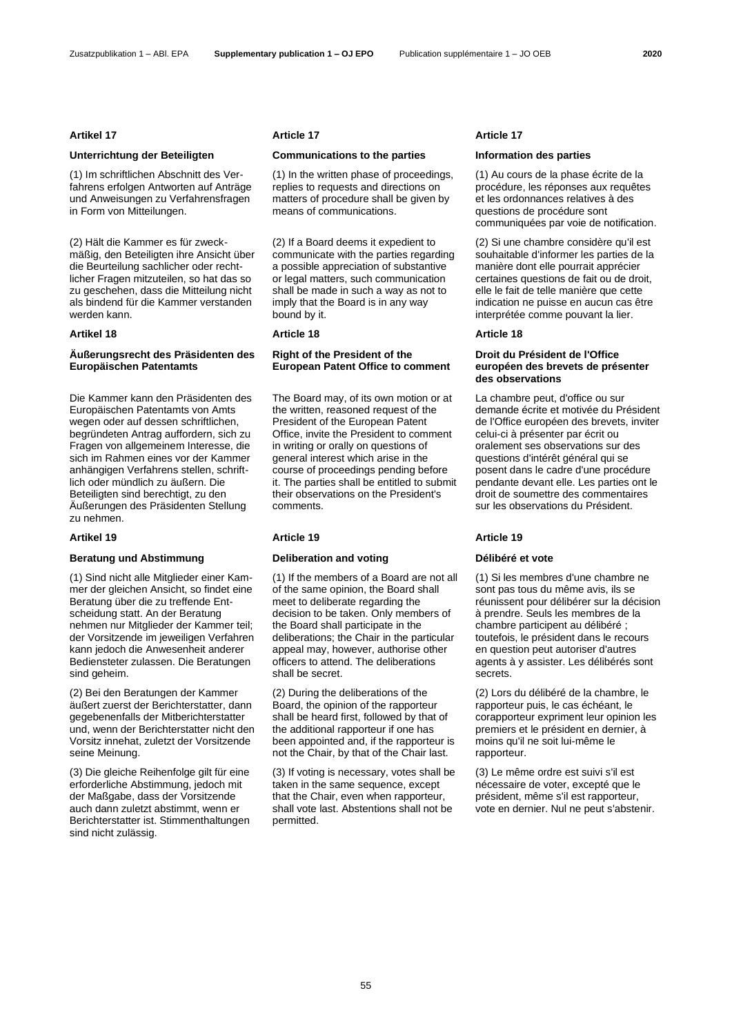**Artikel 17**

**Unterrichtung der Beteiligten**

(1) Im schriftlichen Abschnitt des Verfahrens erfolgen Antworten auf Anträge und Anweisungen zu Verfahrensfragen in Form von Mitteilungen.

(2) Hält die Kammer es für zweckmäßig, den Beteiligten ihre Ansicht über die Beurteilung sachlicher oder rechtlicher Fragen mitzuteilen, so hat das so zu geschehen, dass die Mitteilung nicht als bindend für die Kammer verstanden werden kann.

**Artikel 18**

**Äußerungsrecht des Präsidenten des Europäischen Patentamts**

Die Kammer kann den Präsidenten des Europäischen Patentamts von Amts wegen oder auf dessen schriftlichen, begründeten Antrag auffordern, sich zu Fragen von allgemeinem Interesse, die sich im Rahmen eines vor der Kammer anhängigen Verfahrens stellen, schriftlich oder mündlich zu äußern. Die Beteiligten sind berechtigt, zu den Äußerungen des Präsidenten Stellung zu nehmen.

**Artikel 19**

**Beratung und Abstimmung**

(1) Sind nicht alle Mitglieder einer Kammer der gleichen Ansicht, so findet eine Beratung über die zu treffende Entscheidung statt. An der Beratung nehmen nur Mitglieder der Kammer teil; der Vorsitzende im jeweiligen Verfahren kann jedoch die Anwesenheit anderer Bediensteter zulassen. Die Beratungen sind geheim.

(2) Bei den Beratungen der Kammer äußert zuerst der Berichterstatter, dann gegebenenfalls der Mitberichterstatter und, wenn der Berichterstatter nicht den Vorsitz innehat, zuletzt der Vorsitzende seine Meinung.

(3) Die gleiche Reihenfolge gilt für eine erforderliche Abstimmung, jedoch mit der Maßgabe, dass der Vorsitzende auch dann zuletzt abstimmt, wenn er Berichterstatter ist. Stimmenthaltungen sind nicht zulässig.

**Article 17**

**Communications to the parties**

(1) In the written phase of proceedings, replies to requests and directions on matters of procedure shall be given by means of communications.

(2) If a Board deems it expedient to communicate with the parties regarding a possible appreciation of substantive or legal matters, such communication shall be made in such a way as not to imply that the Board is in any way bound by it.

**Article 18**

**Right of the President of the European Patent Office to comment**

The Board may, of its own motion or at the written, reasoned request of the President of the European Patent Office, invite the President to comment in writing or orally on questions of general interest which arise in the course of proceedings pending before it. The parties shall be entitled to submit their observations on the President's comments.

**Article 19**

**Deliberation and voting**

(1) If the members of a Board are not all of the same opinion, the Board shall meet to deliberate regarding the decision to be taken. Only members of the Board shall participate in the deliberations; the Chair in the particular appeal may, however, authorise other officers to attend. The deliberations shall be secret.

(2) During the deliberations of the Board, the opinion of the rapporteur shall be heard first, followed by that of the additional rapporteur if one has been appointed and, if the rapporteur is not the Chair, by that of the Chair last.

(3) If voting is necessary, votes shall be taken in the same sequence, except that the Chair, even when rapporteur, shall vote last. Abstentions shall not be permitted.

**Article 17**

**Information des parties**

(1) Au cours de la phase écrite de la procédure, les réponses aux requêtes et les ordonnances relatives à des questions de procédure sont communiquées par voie de notification.

(2) Si une chambre considère qu'il est souhaitable d'informer les parties de la manière dont elle pourrait apprécier certaines questions de fait ou de droit, elle le fait de telle manière que cette indication ne puisse en aucun cas être interprétée comme pouvant la lier.

**Article 18**

**Droit du Président de l'Office européen des brevets de présenter des observations**

La chambre peut, d'office ou sur demande écrite et motivée du Président de l'Office européen des brevets, inviter celui-ci à présenter par écrit ou oralement ses observations sur des questions d'intérêt général qui se posent dans le cadre d'une procédure pendante devant elle. Les parties ont le droit de soumettre des commentaires sur les observations du Président.

**Article 19**

**Délibéré et vote**

(1) Si les membres d'une chambre ne sont pas tous du même avis, ils se réunissent pour délibérer sur la décision à prendre. Seuls les membres de la chambre participent au délibéré ; toutefois, le président dans le recours en question peut autoriser d'autres agents à y assister. Les délibérés sont secrets.

(2) Lors du délibéré de la chambre, le rapporteur puis, le cas échéant, le corapporteur expriment leur opinion les premiers et le président en dernier, à moins qu'il ne soit lui-même le rapporteur.

(3) Le même ordre est suivi s'il est nécessaire de voter, excepté que le président, même s'il est rapporteur, vote en dernier. Nul ne peut s'abstenir.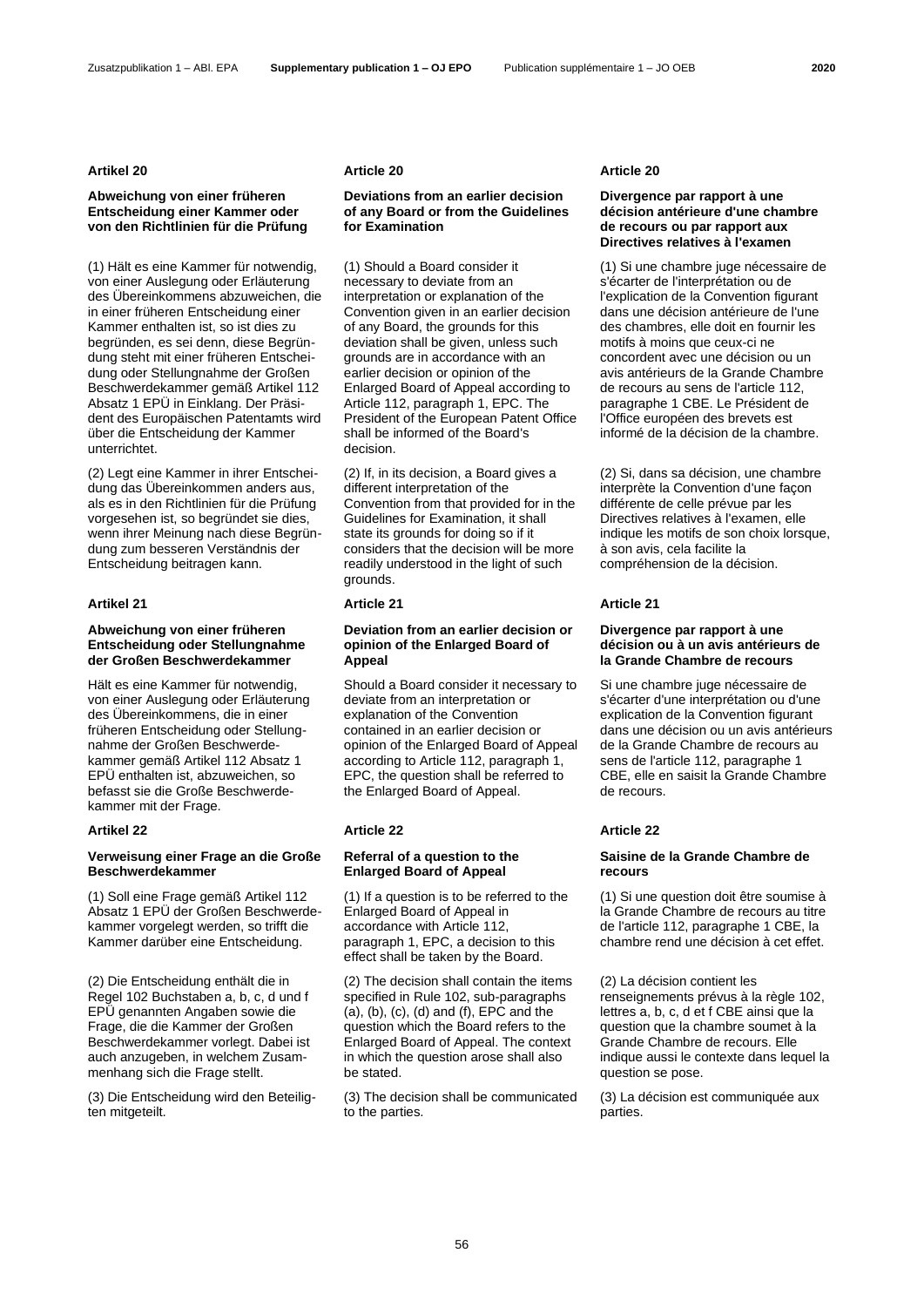## Artikel 20

### Abweichung von einer früheren Entscheidung einer Kammer oder von den Richtlinien für die Prüfung

(1) Hält es eine Kammer für notwendig, von einer Auslegung oder Erläuterung des Übereinkommens abzuweichen, die in einer früheren Entscheidung einer Kammer enthalten ist, so ist dies zu begründen, es sei denn, diese Begründung steht mit einer früheren Entscheidung oder Stellungnahme der Großen Beschwerdekammer gemäß Artikel 112 Absatz 1 EPÜ in Einklang. Der Präsident des Europäischen Patentamts wird über die Entscheidung der Kammer unterrichtet.

(2) Legt eine Kammer in ihrer Entscheidung das Übereinkommen anders aus, als es in den Richtlinien für die Prüfung vorgesehen ist, so begründet sie dies, wenn ihrer Meinung nach diese Begründung zum besseren Verständnis der Entscheidung beitragen kann.

## Artikel 21

### Abweichung von einer früheren Entscheidung oder Stellungnahme der Großen Beschwerdekammer

Hält es eine Kammer für notwendig, von einer Auslegung oder Erläuterung des Übereinkommens, die in einer früheren Entscheidung oder Stellungnahme der Großen Beschwerdekammer gemäß Artikel 112 Absatz 1 EPÜ enthalten ist, abzuweichen, so befasst sie die Große Beschwerdekammer mit der Frage.

## Artikel 22

### Verweisung einer Frage an die Große Beschwerdekammer

(1) Soll eine Frage gemäß Artikel 112 Absatz 1 EPÜ der Großen Beschwerdekammer vorgelegt werden, so trifft die Kammer darüber eine Entscheidung.

(2) Die Entscheidung enthält die in Regel 102 Buchstaben a, b, c, d und f EPÜ genannten Angaben sowie die Frage, die die Kammer der Großen Beschwerdekammer vorlegt. Dabei ist auch anzugeben, in welchem Zusammenhang sich die Frage stellt.

(3) Die Entscheidung wird den Beteiligten mitgeteilt.

## Article 20

### Deviations from an earlier decision of any Board or from the Guidelines for Examination

(1) Should a Board consider it necessary to deviate from an interpretation or explanation of the Convention given in an earlier decision of any Board, the grounds for this deviation shall be given, unless such grounds are in accordance with an earlier decision or opinion of the Enlarged Board of Appeal according to Article 112, paragraph 1, EPC. The President of the European Patent Office shall be informed of the Board's decision.

(2) If, in its decision, a Board gives a different interpretation of the Convention from that provided for in the Guidelines for Examination, it shall state its grounds for doing so if it considers that the decision will be more readily understood in the light of such grounds.

## Article 21

### Deviation from an earlier decision or opinion of the Enlarged Board of Appeal

Should a Board consider it necessary to deviate from an interpretation or explanation of the Convention contained in an earlier decision or opinion of the Enlarged Board of Appeal according to Article 112, paragraph 1, EPC, the question shall be referred to the Enlarged Board of Appeal.

## Article 22

### Referral of a question to the Enlarged Board of Appeal

(1) If a question is to be referred to the Enlarged Board of Appeal in accordance with Article 112, paragraph 1, EPC, a decision to this effect shall be taken by the Board.

(2) The decision shall contain the items specified in Rule 102, sub-paragraphs (a), (b), (c), (d) and (f), EPC and the question which the Board refers to the Enlarged Board of Appeal. The context in which the question arose shall also be stated.

(3) The decision shall be communicated to the parties.

## Article 20

### Divergence par rapport à une décision antérieure d'une chambre de recours ou par rapport aux Directives relatives à l'examen

(1) Si une chambre juge nécessaire de s'écarter de l'interprétation ou de l'explication de la Convention figurant dans une décision antérieure de l'une des chambres, elle doit en fournir les motifs à moins que ceux-ci ne concordent avec une décision ou un avis antérieurs de la Grande Chambre de recours au sens de l'article 112, paragraphe 1 CBE. Le Président de l'Office européen des brevets est informé de la décision de la chambre.

(2) Si, dans sa décision, une chambre interprète la Convention d'une façon différente de celle prévue par les Directives relatives à l'examen, elle indique les motifs de son choix lorsque, à son avis, cela facilite la compréhension de la décision.

## Article 21

### Divergence par rapport à une décision ou à un avis antérieurs de la Grande Chambre de recours

Si une chambre juge nécessaire de s'écarter d'une interprétation ou d'une explication de la Convention figurant dans une décision ou un avis antérieurs de la Grande Chambre de recours au sens de l'article 112, paragraphe 1 CBE, elle en saisit la Grande Chambre de recours.

## Article 22

### Saisine de la Grande Chambre de recours

(1) Si une question doit être soumise à la Grande Chambre de recours au titre de l'article 112, paragraphe 1 CBE, la chambre rend une décision à cet effet.

(2) La décision contient les renseignements prévus à la règle 102, lettres a, b, c, d et f CBE ainsi que la question que la chambre soumet à la Grande Chambre de recours. Elle indique aussi le contexte dans lequel la question se pose.

(3) La décision est communiquée aux parties.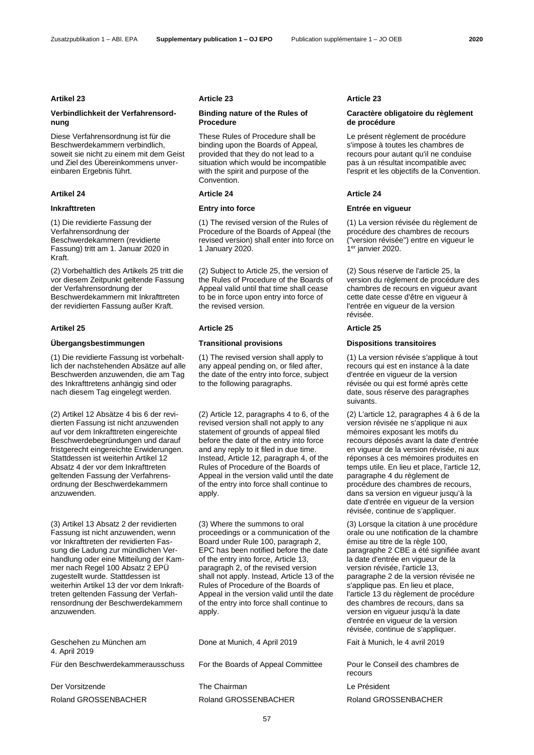**Artikel 23**

**Verbindlichkeit der Verfahrensordnung**

Diese Verfahrensordnung ist für die Beschwerdekammern verbindlich, soweit sie nicht zu einem mit dem Geist und Ziel des Übereinkommens unvereinbaren Ergebnis führt.

**Artikel 24**

**Inkrafttreten**

(1) Die revidierte Fassung der Verfahrensordnung der Beschwerdekammern (revidierte Fassung) tritt am 1. Januar 2020 in Kraft.

(2) Vorbehaltlich des Artikels 25 tritt die vor diesem Zeitpunkt geltende Fassung der Verfahrensordnung der Beschwerdekammern mit Inkrafttreten der revidierten Fassung außer Kraft.

**Artikel 25**

**Übergangsbestimmungen**

(1) Die revidierte Fassung ist vorbehaltlich der nachstehenden Absätze auf alle Beschwerden anzuwenden, die am Tag des Inkrafttretens anhängig sind oder nach diesem Tag eingelegt werden.

(2) Artikel 12 Absätze 4 bis 6 der revidierten Fassung ist nicht anzuwenden auf vor dem Inkrafttreten eingereichte Beschwerdebegründungen und darauf fristgerecht eingereichte Erwiderungen. Stattdessen ist weiterhin Artikel 12 Absatz 4 der vor dem Inkrafttreten geltenden Fassung der Verfahrensordnung der Beschwerdekammern anzuwenden.

(3) Artikel 13 Absatz 2 der revidierten Fassung ist nicht anzuwenden, wenn vor Inkrafttreten der revidierten Fassung die Ladung zur mündlichen Verhandlung oder eine Mitteilung der Kammer nach Regel 100 Absatz 2 EPÜ zugestellt wurde. Stattdessen ist weiterhin Artikel 13 der vor dem Inkrafttreten geltenden Fassung der Verfahrensordnung der Beschwerdekammern anzuwenden.

Geschehen zu München am 4. April 2019

Für den Beschwerdekammerausschuss

Der Vorsitzende

Roland GROSSENBACHER

**Article 23**

**Binding nature of the Rules of Procedure**

These Rules of Procedure shall be binding upon the Boards of Appeal, provided that they do not lead to a situation which would be incompatible with the spirit and purpose of the Convention.

**Article 24**

**Entry into force**

(1) The revised version of the Rules of Procedure of the Boards of Appeal (the revised version) shall enter into force on 1 January 2020.

(2) Subject to Article 25, the version of the Rules of Procedure of the Boards of Appeal valid until that time shall cease to be in force upon entry into force of the revised version.

**Article 25**

**Transitional provisions**

(1) The revised version shall apply to any appeal pending on, or filed after, the date of the entry into force, subject to the following paragraphs.

(2) Article 12, paragraphs 4 to 6, of the revised version shall not apply to any statement of grounds of appeal filed before the date of the entry into force and any reply to it filed in due time. Instead, Article 12, paragraph 4, of the Rules of Procedure of the Boards of Appeal in the version valid until the date of the entry into force shall continue to apply.

(3) Where the summons to oral proceedings or a communication of the Board under Rule 100, paragraph 2, EPC has been notified before the date of the entry into force, Article 13, paragraph 2, of the revised version shall not apply. Instead, Article 13 of the Rules of Procedure of the Boards of Appeal in the version valid until the date of the entry into force shall continue to apply.

Done at Munich, 4 April 2019

For the Boards of Appeal Committee

The Chairman

Roland GROSSENBACHER

**Article 23**

**Caractère obligatoire du règlement de procédure**

Le présent règlement de procédure s'impose à toutes les chambres de recours pour autant qu'il ne conduise pas à un résultat incompatible avec l'esprit et les objectifs de la Convention.

**Article 24**

**Entrée en vigueur**

(1) La version révisée du règlement de procédure des chambres de recours ("version révisée") entre en vigueur le 1er janvier 2020.

(2) Sous réserve de l'article 25, la version du règlement de procédure des chambres de recours en vigueur avant cette date cesse d'être en vigueur à l'entrée en vigueur de la version révisée.

**Article 25**

**Dispositions transitoires**

(1) La version révisée s'applique à tout recours qui est en instance à la date d'entrée en vigueur de la version révisée ou qui est formé après cette date, sous réserve des paragraphes suivants.

(2) L'article 12, paragraphes 4 à 6 de la version révisée ne s'applique ni aux mémoires exposant les motifs du recours déposés avant la date d'entrée en vigueur de la version révisée, ni aux réponses à ces mémoires produites en temps utile. En lieu et place, l'article 12, paragraphe 4 du règlement de procédure des chambres de recours, dans sa version en vigueur jusqu'à la date d'entrée en vigueur de la version révisée, continue de s'appliquer.

(3) Lorsque la citation à une procédure orale ou une notification de la chambre émise au titre de la règle 100, paragraphe 2 CBE a été signifiée avant la date d'entrée en vigueur de la version révisée, l'article 13, paragraphe 2 de la version révisée ne s'applique pas. En lieu et place, l'article 13 du règlement de procédure des chambres de recours, dans sa version en vigueur jusqu'à la date d'entrée en vigueur de la version révisée, continue de s'appliquer.

Fait à Munich, le 4 avril 2019

Pour le Conseil des chambres de recours

Le Président

Roland GROSSENBACHER